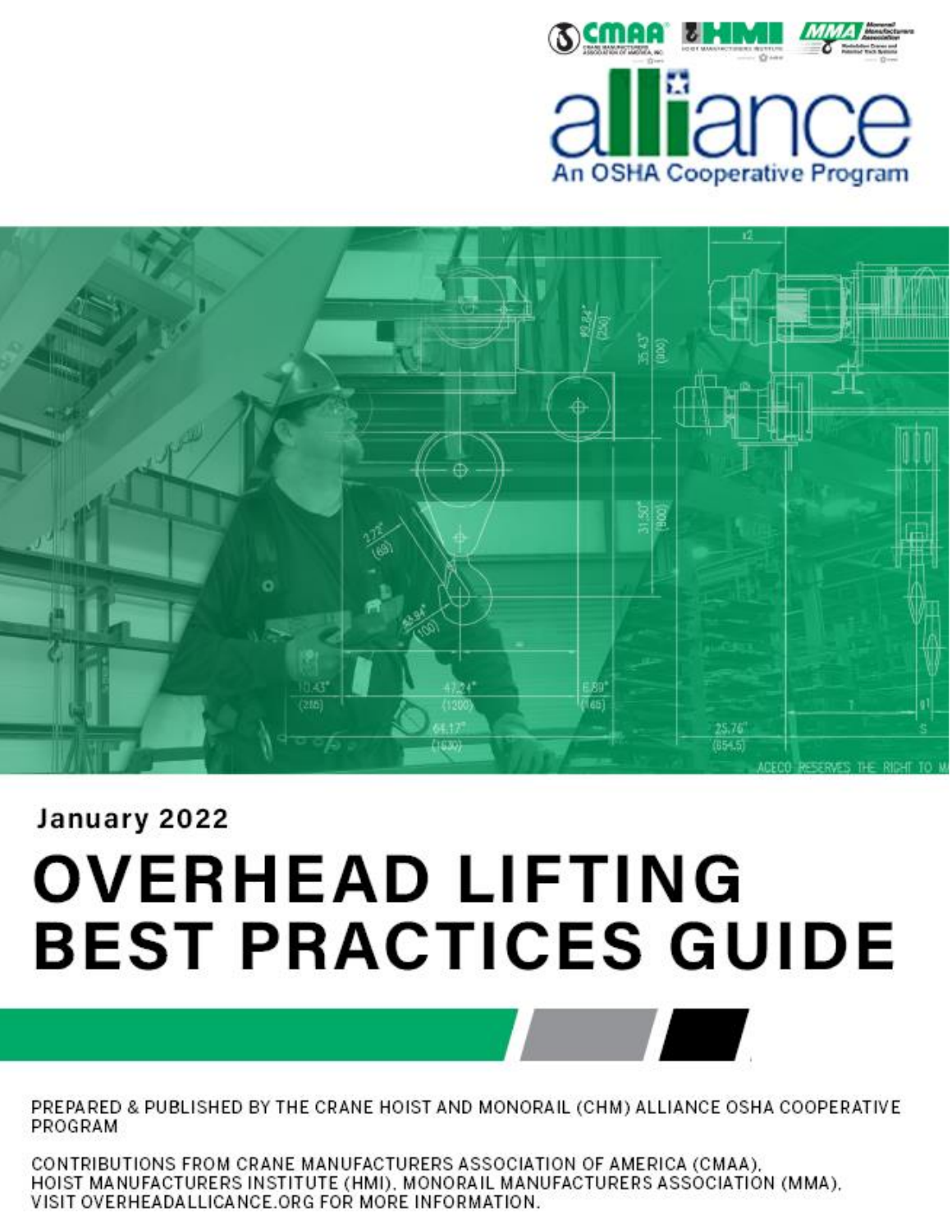CMAA HMI MMA

alliance

An OSHA Cooperative Program

January 2022

# OVERHEAD LIFTING BEST PRACTICES GUIDE

PREPARED & PUBLISHED BY THE CRANE HOIST AND MONORAIL (CHM) ALLIANCE OSHA COOPERATIVE PROGRAM

CONTRIBUTIONS FROM CRANE MANUFACTURERS ASSOCIATION OF AMERICA (CMAA), HOIST MANUFACTURERS INSTITUTE (HMI), MONORAIL MANUFACTURERS ASSOCIATION (MMA). VISIT OVERHEADALLICANCE.ORG FOR MORE INFORMATION.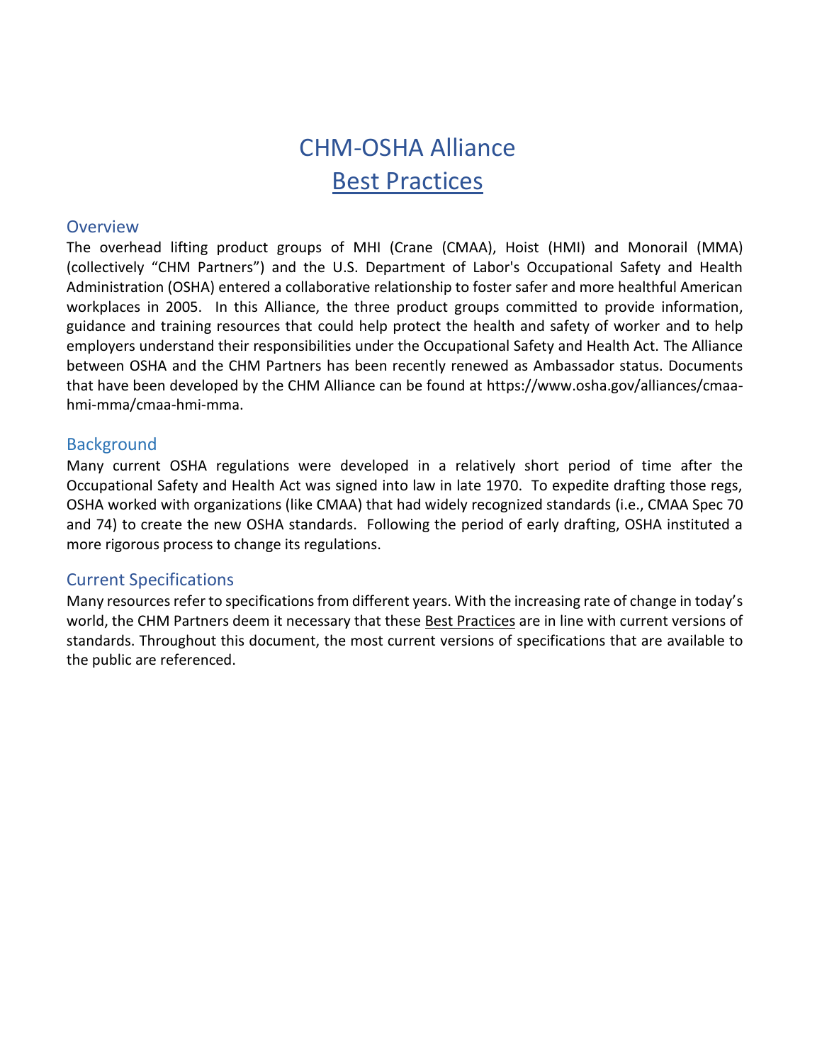# CHM-OSHA Alliance
# Best Practices

## Overview

The overhead lifting product groups of MHI (Crane (CMAA), Hoist (HMI) and Monorail (MMA) (collectively "CHM Partners") and the U.S. Department of Labor's Occupational Safety and Health Administration (OSHA) entered a collaborative relationship to foster safer and more healthful American workplaces in 2005. In this Alliance, the three product groups committed to provide information, guidance and training resources that could help protect the health and safety of worker and to help employers understand their responsibilities under the Occupational Safety and Health Act. The Alliance between OSHA and the CHM Partners has been recently renewed as Ambassador status. Documents that have been developed by the CHM Alliance can be found at https://www.osha.gov/alliances/cmaa-hmi-mma/cmaa-hmi-mma.

## Background

Many current OSHA regulations were developed in a relatively short period of time after the Occupational Safety and Health Act was signed into law in late 1970. To expedite drafting those regs, OSHA worked with organizations (like CMAA) that had widely recognized standards (i.e., CMAA Spec 70 and 74) to create the new OSHA standards. Following the period of early drafting, OSHA instituted a more rigorous process to change its regulations.

## Current Specifications

Many resources refer to specifications from different years. With the increasing rate of change in today's world, the CHM Partners deem it necessary that these Best Practices are in line with current versions of standards. Throughout this document, the most current versions of specifications that are available to the public are referenced.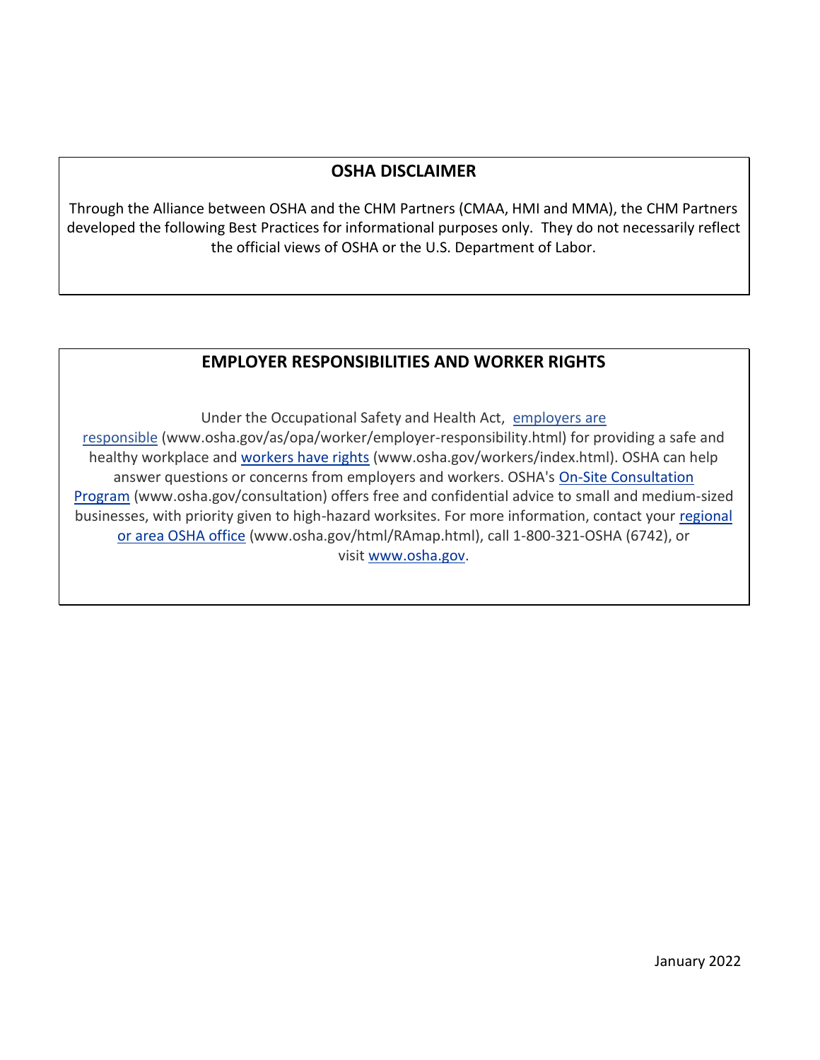## OSHA DISCLAIMER

Through the Alliance between OSHA and the CHM Partners (CMAA, HMI and MMA), the CHM Partners developed the following Best Practices for informational purposes only. They do not necessarily reflect the official views of OSHA or the U.S. Department of Labor.

## EMPLOYER RESPONSIBILITIES AND WORKER RIGHTS

Under the Occupational Safety and Health Act, [employers are responsible](www.osha.gov/as/opa/worker/employer-responsibility.html) (www.osha.gov/as/opa/worker/employer-responsibility.html) for providing a safe and healthy workplace and [workers have rights](www.osha.gov/workers/index.html) (www.osha.gov/workers/index.html). OSHA can help answer questions or concerns from employers and workers. OSHA's [On-Site Consultation Program](www.osha.gov/consultation) (www.osha.gov/consultation) offers free and confidential advice to small and medium-sized businesses, with priority given to high-hazard worksites. For more information, contact your [regional or area OSHA office](www.osha.gov/html/RAmap.html) (www.osha.gov/html/RAmap.html), call 1-800-321-OSHA (6742), or visit [www.osha.gov](www.osha.gov).

January 2022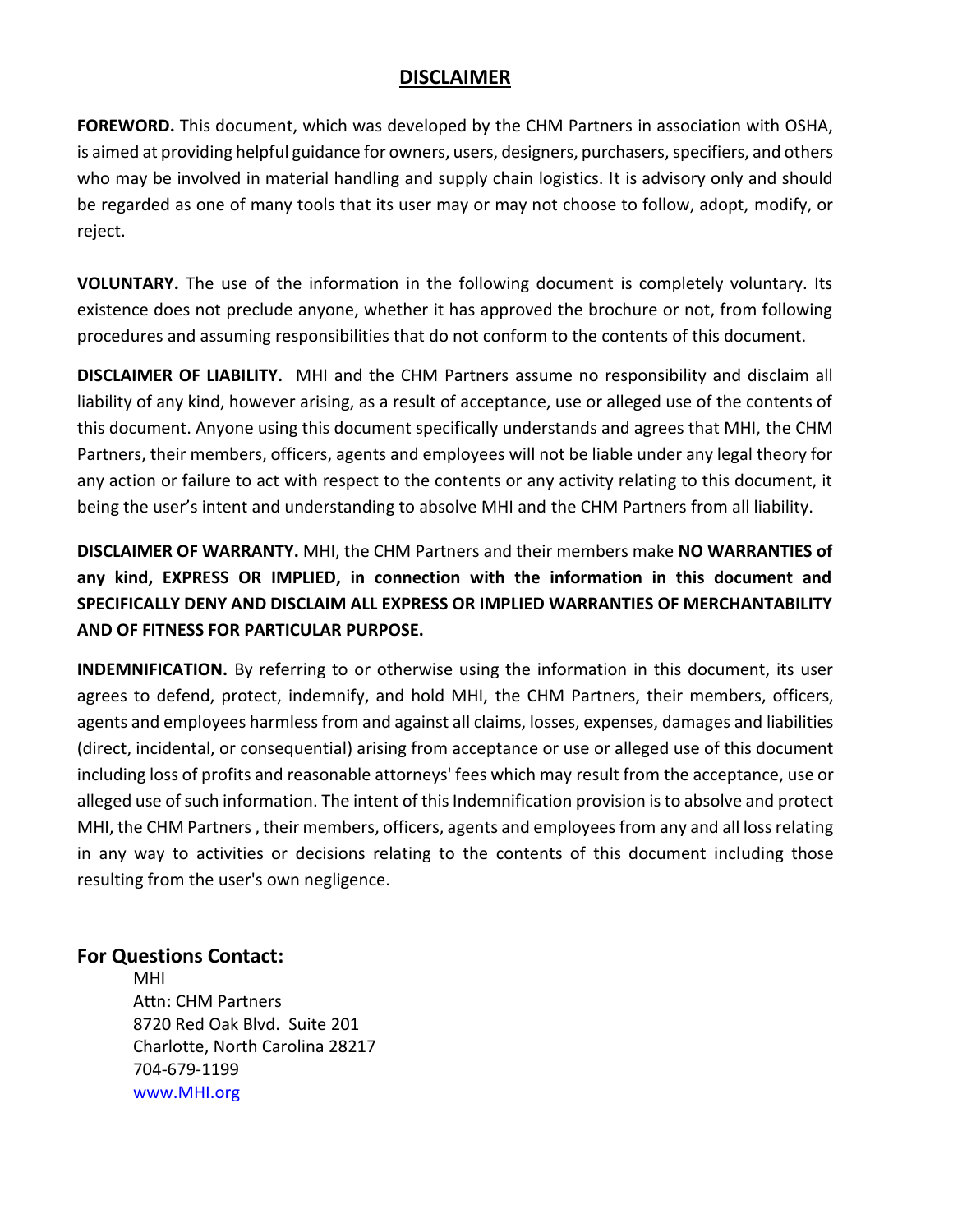## DISCLAIMER

**FOREWORD.** This document, which was developed by the CHM Partners in association with OSHA, is aimed at providing helpful guidance for owners, users, designers, purchasers, specifiers, and others who may be involved in material handling and supply chain logistics. It is advisory only and should be regarded as one of many tools that its user may or may not choose to follow, adopt, modify, or reject.

**VOLUNTARY.** The use of the information in the following document is completely voluntary. Its existence does not preclude anyone, whether it has approved the brochure or not, from following procedures and assuming responsibilities that do not conform to the contents of this document.

**DISCLAIMER OF LIABILITY.** MHI and the CHM Partners assume no responsibility and disclaim all liability of any kind, however arising, as a result of acceptance, use or alleged use of the contents of this document. Anyone using this document specifically understands and agrees that MHI, the CHM Partners, their members, officers, agents and employees will not be liable under any legal theory for any action or failure to act with respect to the contents or any activity relating to this document, it being the user's intent and understanding to absolve MHI and the CHM Partners from all liability.

**DISCLAIMER OF WARRANTY.** MHI, the CHM Partners and their members make **NO WARRANTIES of any kind, EXPRESS OR IMPLIED, in connection with the information in this document and SPECIFICALLY DENY AND DISCLAIM ALL EXPRESS OR IMPLIED WARRANTIES OF MERCHANTABILITY AND OF FITNESS FOR PARTICULAR PURPOSE.**

**INDEMNIFICATION.** By referring to or otherwise using the information in this document, its user agrees to defend, protect, indemnify, and hold MHI, the CHM Partners, their members, officers, agents and employees harmless from and against all claims, losses, expenses, damages and liabilities (direct, incidental, or consequential) arising from acceptance or use or alleged use of this document including loss of profits and reasonable attorneys' fees which may result from the acceptance, use or alleged use of such information. The intent of this Indemnification provision is to absolve and protect MHI, the CHM Partners , their members, officers, agents and employees from any and all loss relating in any way to activities or decisions relating to the contents of this document including those resulting from the user's own negligence.

### For Questions Contact:

MHI
Attn: CHM Partners
8720 Red Oak Blvd. Suite 201
Charlotte, North Carolina 28217
704-679-1199
www.MHI.org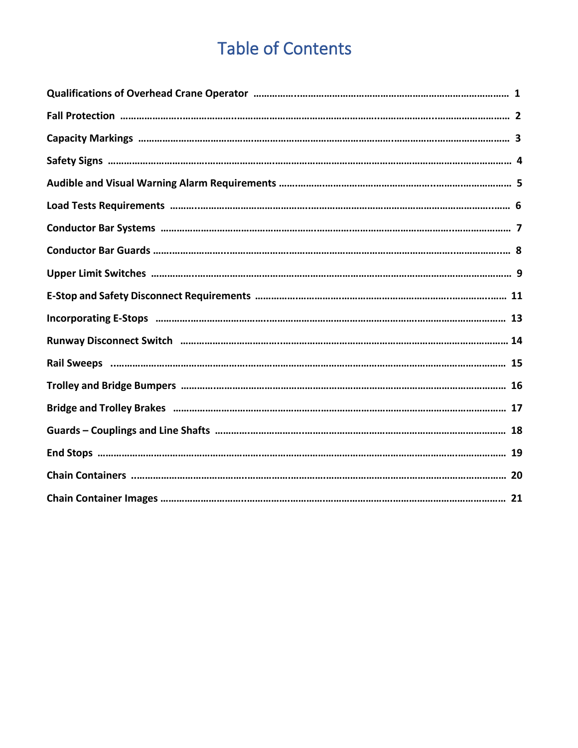# Table of Contents

| Section | Page |
|---|---|
| **Qualifications of Overhead Crane Operator** | **1** |
| **Fall Protection** | **2** |
| **Capacity Markings** | **3** |
| **Safety Signs** | **4** |
| **Audible and Visual Warning Alarm Requirements** | **5** |
| **Load Tests Requirements** | **6** |
| **Conductor Bar Systems** | **7** |
| **Conductor Bar Guards** | **8** |
| **Upper Limit Switches** | **9** |
| **E-Stop and Safety Disconnect Requirements** | **11** |
| **Incorporating E-Stops** | **13** |
| **Runway Disconnect Switch** | **14** |
| **Rail Sweeps** | **15** |
| **Trolley and Bridge Bumpers** | **16** |
| **Bridge and Trolley Brakes** | **17** |
| **Guards – Couplings and Line Shafts** | **18** |
| **End Stops** | **19** |
| **Chain Containers** | **20** |
| **Chain Container Images** | **21** |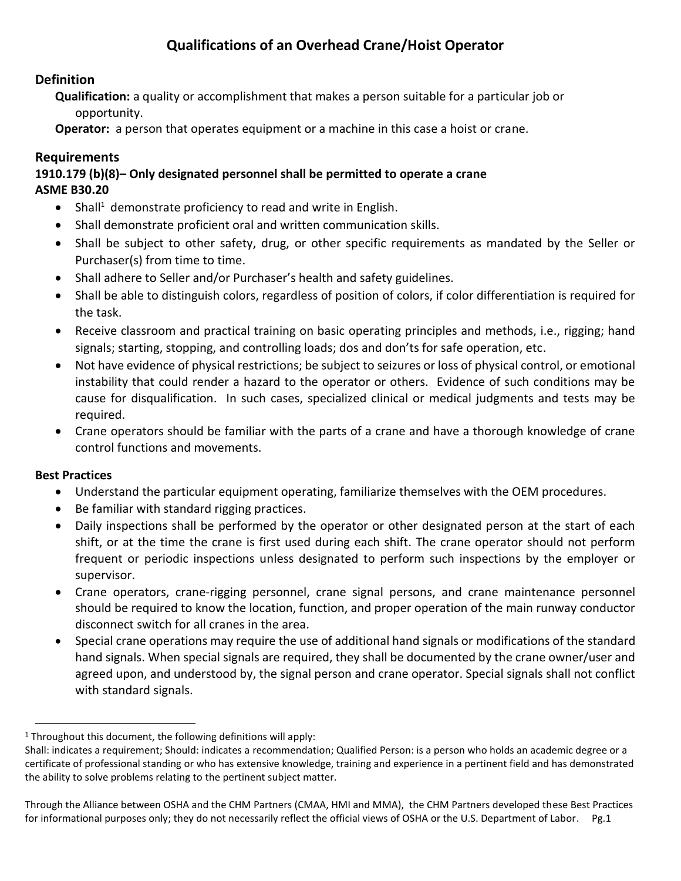# Qualifications of an Overhead Crane/Hoist Operator

## Definition

**Qualification:** a quality or accomplishment that makes a person suitable for a particular job or opportunity.

**Operator:** a person that operates equipment or a machine in this case a hoist or crane.

## Requirements

### 1910.179 (b)(8)– Only designated personnel shall be permitted to operate a crane

### ASME B30.20

- Shall[1] demonstrate proficiency to read and write in English.
- Shall demonstrate proficient oral and written communication skills.
- Shall be subject to other safety, drug, or other specific requirements as mandated by the Seller or Purchaser(s) from time to time.
- Shall adhere to Seller and/or Purchaser's health and safety guidelines.
- Shall be able to distinguish colors, regardless of position of colors, if color differentiation is required for the task.
- Receive classroom and practical training on basic operating principles and methods, i.e., rigging; hand signals; starting, stopping, and controlling loads; dos and don'ts for safe operation, etc.
- Not have evidence of physical restrictions; be subject to seizures or loss of physical control, or emotional instability that could render a hazard to the operator or others. Evidence of such conditions may be cause for disqualification. In such cases, specialized clinical or medical judgments and tests may be required.
- Crane operators should be familiar with the parts of a crane and have a thorough knowledge of crane control functions and movements.

### Best Practices

- Understand the particular equipment operating, familiarize themselves with the OEM procedures.
- Be familiar with standard rigging practices.
- Daily inspections shall be performed by the operator or other designated person at the start of each shift, or at the time the crane is first used during each shift. The crane operator should not perform frequent or periodic inspections unless designated to perform such inspections by the employer or supervisor.
- Crane operators, crane-rigging personnel, crane signal persons, and crane maintenance personnel should be required to know the location, function, and proper operation of the main runway conductor disconnect switch for all cranes in the area.
- Special crane operations may require the use of additional hand signals or modifications of the standard hand signals. When special signals are required, they shall be documented by the crane owner/user and agreed upon, and understood by, the signal person and crane operator. Special signals shall not conflict with standard signals.

---

[1] Throughout this document, the following definitions will apply:
Shall: indicates a requirement; Should: indicates a recommendation; Qualified Person: is a person who holds an academic degree or a certificate of professional standing or who has extensive knowledge, training and experience in a pertinent field and has demonstrated the ability to solve problems relating to the pertinent subject matter.

Through the Alliance between OSHA and the CHM Partners (CMAA, HMI and MMA), the CHM Partners developed these Best Practices for informational purposes only; they do not necessarily reflect the official views of OSHA or the U.S. Department of Labor.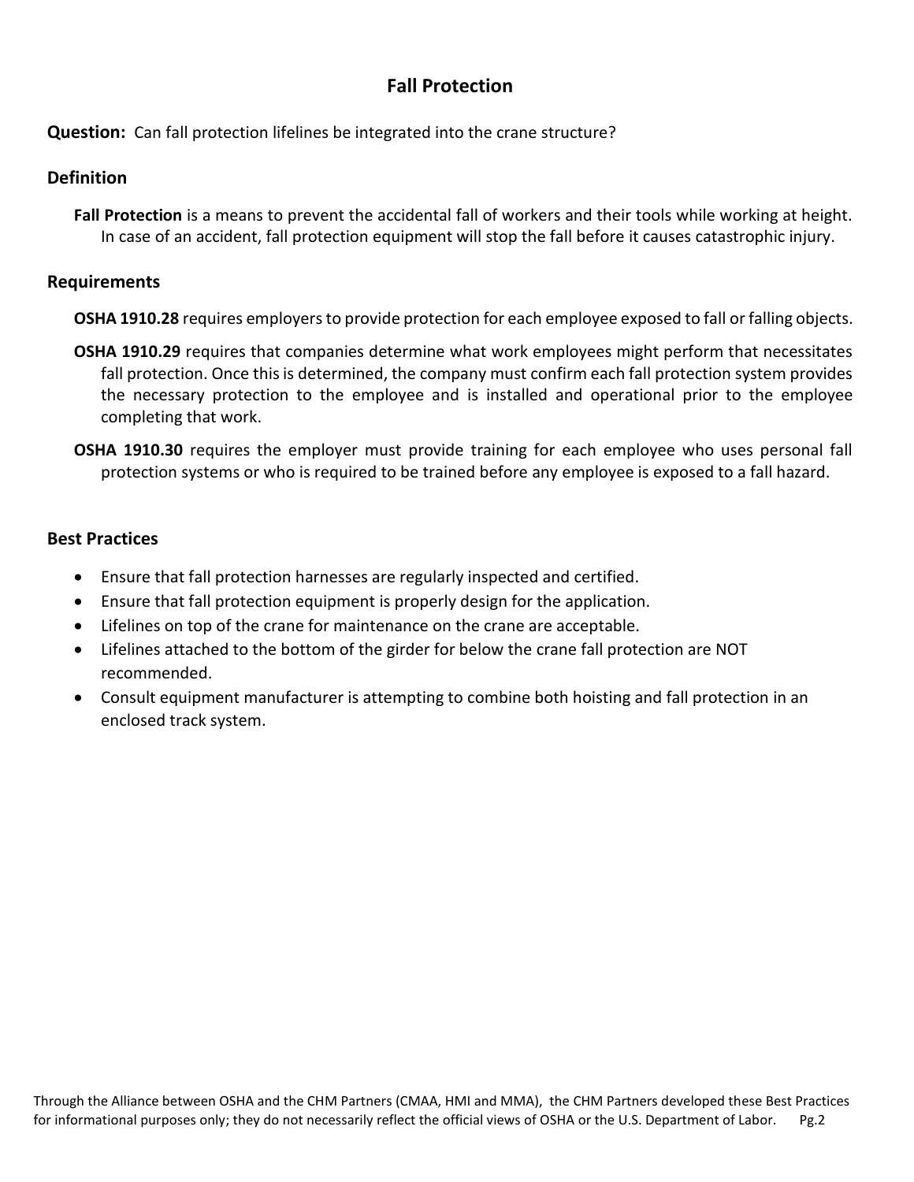# Fall Protection

**Question:** Can fall protection lifelines be integrated into the crane structure?

## Definition

**Fall Protection** is a means to prevent the accidental fall of workers and their tools while working at height. In case of an accident, fall protection equipment will stop the fall before it causes catastrophic injury.

## Requirements

**OSHA 1910.28** requires employers to provide protection for each employee exposed to fall or falling objects.

**OSHA 1910.29** requires that companies determine what work employees might perform that necessitates fall protection. Once this is determined, the company must confirm each fall protection system provides the necessary protection to the employee and is installed and operational prior to the employee completing that work.

**OSHA 1910.30** requires the employer must provide training for each employee who uses personal fall protection systems or who is required to be trained before any employee is exposed to a fall hazard.

## Best Practices

- Ensure that fall protection harnesses are regularly inspected and certified.
- Ensure that fall protection equipment is properly design for the application.
- Lifelines on top of the crane for maintenance on the crane are acceptable.
- Lifelines attached to the bottom of the girder for below the crane fall protection are NOT recommended.
- Consult equipment manufacturer is attempting to combine both hoisting and fall protection in an enclosed track system.

Through the Alliance between OSHA and the CHM Partners (CMAA, HMI and MMA), the CHM Partners developed these Best Practices for informational purposes only; they do not necessarily reflect the official views of OSHA or the U.S. Department of Labor.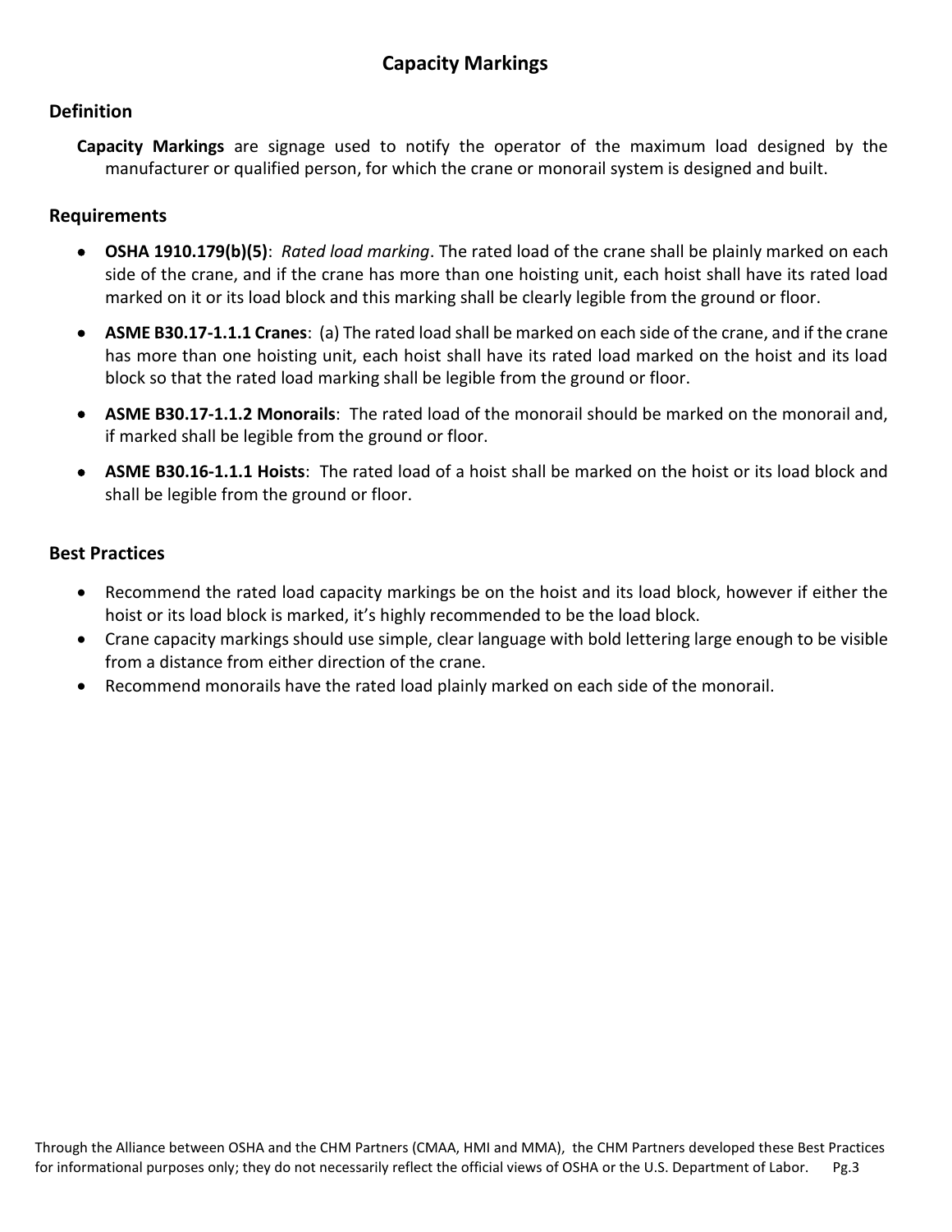## Capacity Markings

### Definition

**Capacity Markings** are signage used to notify the operator of the maximum load designed by the manufacturer or qualified person, for which the crane or monorail system is designed and built.

### Requirements

- **OSHA 1910.179(b)(5)**: *Rated load marking*. The rated load of the crane shall be plainly marked on each side of the crane, and if the crane has more than one hoisting unit, each hoist shall have its rated load marked on it or its load block and this marking shall be clearly legible from the ground or floor.
- **ASME B30.17-1.1.1 Cranes**: (a) The rated load shall be marked on each side of the crane, and if the crane has more than one hoisting unit, each hoist shall have its rated load marked on the hoist and its load block so that the rated load marking shall be legible from the ground or floor.
- **ASME B30.17-1.1.2 Monorails**: The rated load of the monorail should be marked on the monorail and, if marked shall be legible from the ground or floor.
- **ASME B30.16-1.1.1 Hoists**: The rated load of a hoist shall be marked on the hoist or its load block and shall be legible from the ground or floor.

### Best Practices

- Recommend the rated load capacity markings be on the hoist and its load block, however if either the hoist or its load block is marked, it's highly recommended to be the load block.
- Crane capacity markings should use simple, clear language with bold lettering large enough to be visible from a distance from either direction of the crane.
- Recommend monorails have the rated load plainly marked on each side of the monorail.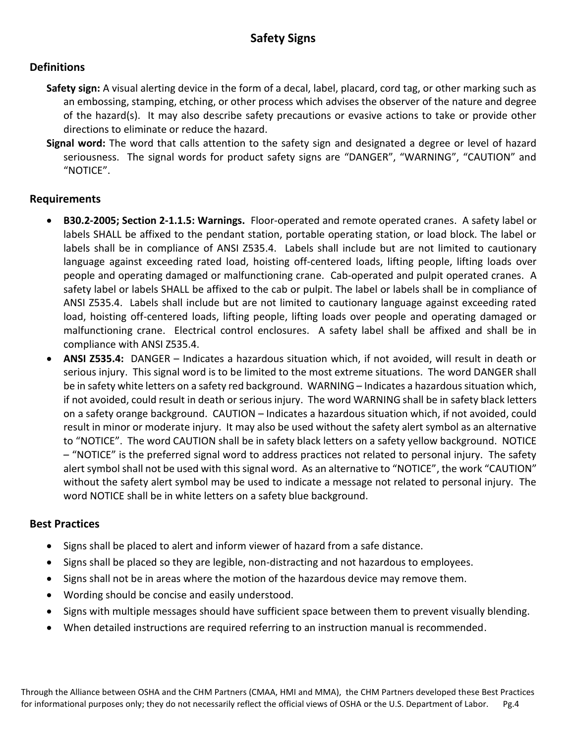# Safety Signs

## Definitions

**Safety sign:** A visual alerting device in the form of a decal, label, placard, cord tag, or other marking such as an embossing, stamping, etching, or other process which advises the observer of the nature and degree of the hazard(s). It may also describe safety precautions or evasive actions to take or provide other directions to eliminate or reduce the hazard.

**Signal word:** The word that calls attention to the safety sign and designated a degree or level of hazard seriousness. The signal words for product safety signs are "DANGER", "WARNING", "CAUTION" and "NOTICE".

## Requirements

- **B30.2-2005; Section 2-1.1.5: Warnings.** Floor-operated and remote operated cranes. A safety label or labels SHALL be affixed to the pendant station, portable operating station, or load block. The label or labels shall be in compliance of ANSI Z535.4. Labels shall include but are not limited to cautionary language against exceeding rated load, hoisting off-centered loads, lifting people, lifting loads over people and operating damaged or malfunctioning crane. Cab-operated and pulpit operated cranes. A safety label or labels SHALL be affixed to the cab or pulpit. The label or labels shall be in compliance of ANSI Z535.4. Labels shall include but are not limited to cautionary language against exceeding rated load, hoisting off-centered loads, lifting people, lifting loads over people and operating damaged or malfunctioning crane. Electrical control enclosures. A safety label shall be affixed and shall be in compliance with ANSI Z535.4.
- **ANSI Z535.4:** DANGER – Indicates a hazardous situation which, if not avoided, will result in death or serious injury. This signal word is to be limited to the most extreme situations. The word DANGER shall be in safety white letters on a safety red background. WARNING – Indicates a hazardous situation which, if not avoided, could result in death or serious injury. The word WARNING shall be in safety black letters on a safety orange background. CAUTION – Indicates a hazardous situation which, if not avoided, could result in minor or moderate injury. It may also be used without the safety alert symbol as an alternative to "NOTICE". The word CAUTION shall be in safety black letters on a safety yellow background. NOTICE – "NOTICE" is the preferred signal word to address practices not related to personal injury. The safety alert symbol shall not be used with this signal word. As an alternative to "NOTICE", the work "CAUTION" without the safety alert symbol may be used to indicate a message not related to personal injury. The word NOTICE shall be in white letters on a safety blue background.

## Best Practices

- Signs shall be placed to alert and inform viewer of hazard from a safe distance.
- Signs shall be placed so they are legible, non-distracting and not hazardous to employees.
- Signs shall not be in areas where the motion of the hazardous device may remove them.
- Wording should be concise and easily understood.
- Signs with multiple messages should have sufficient space between them to prevent visually blending.
- When detailed instructions are required referring to an instruction manual is recommended.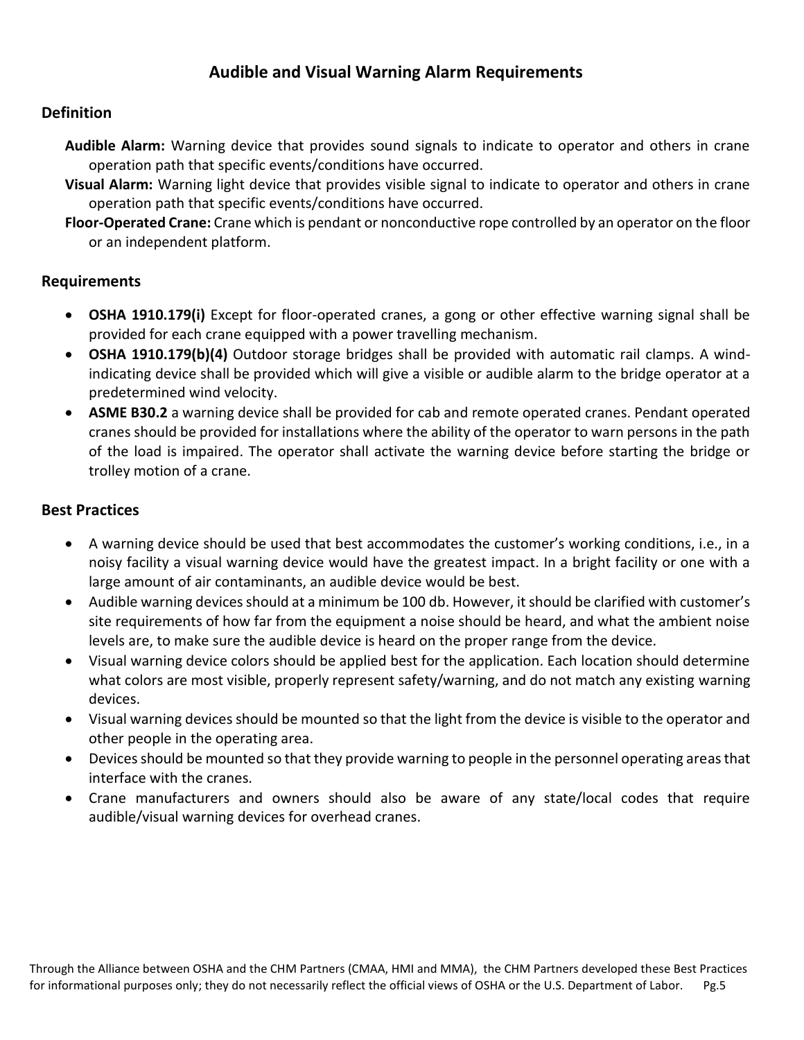## Audible and Visual Warning Alarm Requirements

### Definition

**Audible Alarm:** Warning device that provides sound signals to indicate to operator and others in crane operation path that specific events/conditions have occurred.

**Visual Alarm:** Warning light device that provides visible signal to indicate to operator and others in crane operation path that specific events/conditions have occurred.

**Floor-Operated Crane:** Crane which is pendant or nonconductive rope controlled by an operator on the floor or an independent platform.

### Requirements

- **OSHA 1910.179(i)** Except for floor-operated cranes, a gong or other effective warning signal shall be provided for each crane equipped with a power travelling mechanism.
- **OSHA 1910.179(b)(4)** Outdoor storage bridges shall be provided with automatic rail clamps. A wind-indicating device shall be provided which will give a visible or audible alarm to the bridge operator at a predetermined wind velocity.
- **ASME B30.2** a warning device shall be provided for cab and remote operated cranes. Pendant operated cranes should be provided for installations where the ability of the operator to warn persons in the path of the load is impaired. The operator shall activate the warning device before starting the bridge or trolley motion of a crane.

### Best Practices

- A warning device should be used that best accommodates the customer's working conditions, i.e., in a noisy facility a visual warning device would have the greatest impact. In a bright facility or one with a large amount of air contaminants, an audible device would be best.
- Audible warning devices should at a minimum be 100 db. However, it should be clarified with customer's site requirements of how far from the equipment a noise should be heard, and what the ambient noise levels are, to make sure the audible device is heard on the proper range from the device.
- Visual warning device colors should be applied best for the application. Each location should determine what colors are most visible, properly represent safety/warning, and do not match any existing warning devices.
- Visual warning devices should be mounted so that the light from the device is visible to the operator and other people in the operating area.
- Devices should be mounted so that they provide warning to people in the personnel operating areas that interface with the cranes.
- Crane manufacturers and owners should also be aware of any state/local codes that require audible/visual warning devices for overhead cranes.

Through the Alliance between OSHA and the CHM Partners (CMAA, HMI and MMA), the CHM Partners developed these Best Practices for informational purposes only; they do not necessarily reflect the official views of OSHA or the U.S. Department of Labor.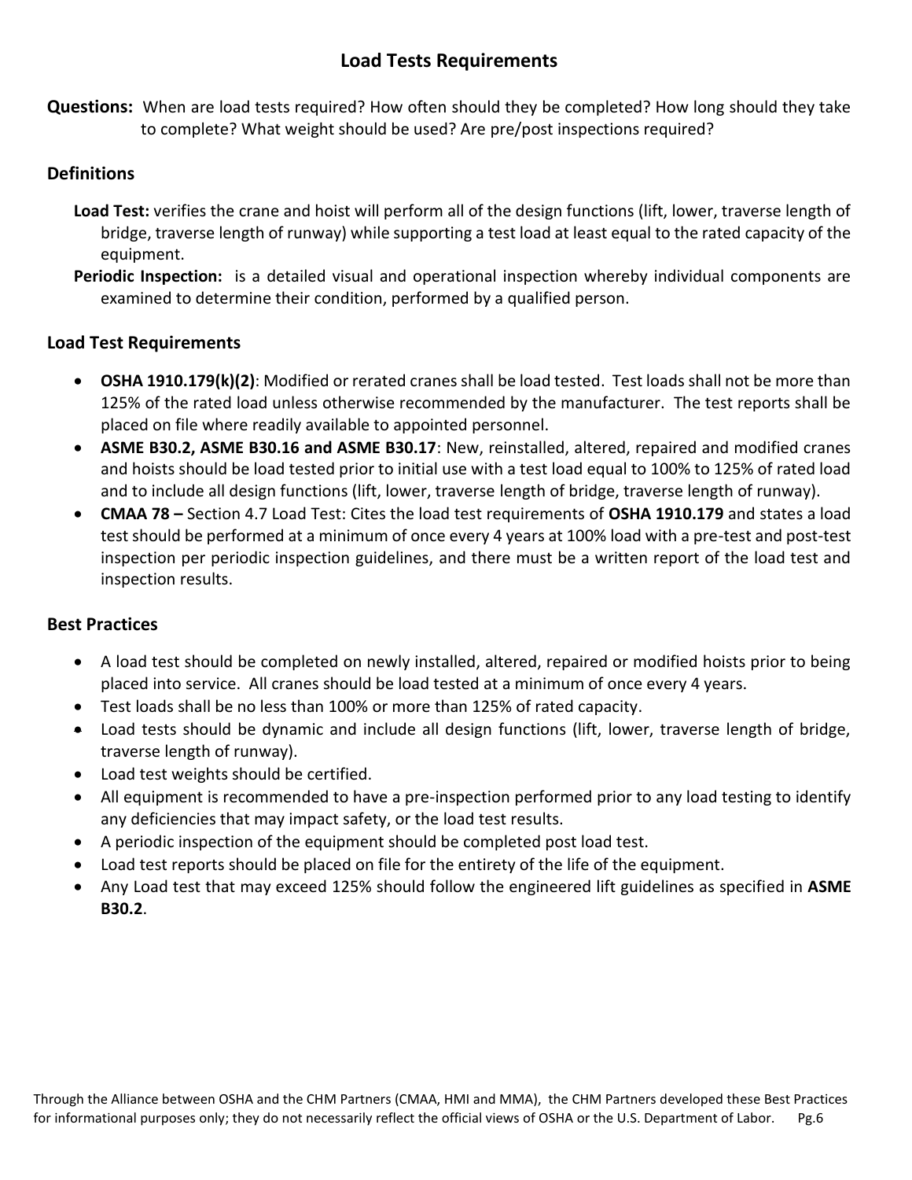## Load Tests Requirements

**Questions:** When are load tests required? How often should they be completed? How long should they take to complete? What weight should be used? Are pre/post inspections required?

### Definitions

**Load Test:** verifies the crane and hoist will perform all of the design functions (lift, lower, traverse length of bridge, traverse length of runway) while supporting a test load at least equal to the rated capacity of the equipment.

**Periodic Inspection:** is a detailed visual and operational inspection whereby individual components are examined to determine their condition, performed by a qualified person.

### Load Test Requirements

- **OSHA 1910.179(k)(2)**: Modified or rerated cranes shall be load tested. Test loads shall not be more than 125% of the rated load unless otherwise recommended by the manufacturer. The test reports shall be placed on file where readily available to appointed personnel.
- **ASME B30.2, ASME B30.16 and ASME B30.17**: New, reinstalled, altered, repaired and modified cranes and hoists should be load tested prior to initial use with a test load equal to 100% to 125% of rated load and to include all design functions (lift, lower, traverse length of bridge, traverse length of runway).
- **CMAA 78 –** Section 4.7 Load Test: Cites the load test requirements of **OSHA 1910.179** and states a load test should be performed at a minimum of once every 4 years at 100% load with a pre-test and post-test inspection per periodic inspection guidelines, and there must be a written report of the load test and inspection results.

### Best Practices

- A load test should be completed on newly installed, altered, repaired or modified hoists prior to being placed into service. All cranes should be load tested at a minimum of once every 4 years.
- Test loads shall be no less than 100% or more than 125% of rated capacity.
- Load tests should be dynamic and include all design functions (lift, lower, traverse length of bridge, traverse length of runway).
- Load test weights should be certified.
- All equipment is recommended to have a pre-inspection performed prior to any load testing to identify any deficiencies that may impact safety, or the load test results.
- A periodic inspection of the equipment should be completed post load test.
- Load test reports should be placed on file for the entirety of the life of the equipment.
- Any Load test that may exceed 125% should follow the engineered lift guidelines as specified in **ASME B30.2**.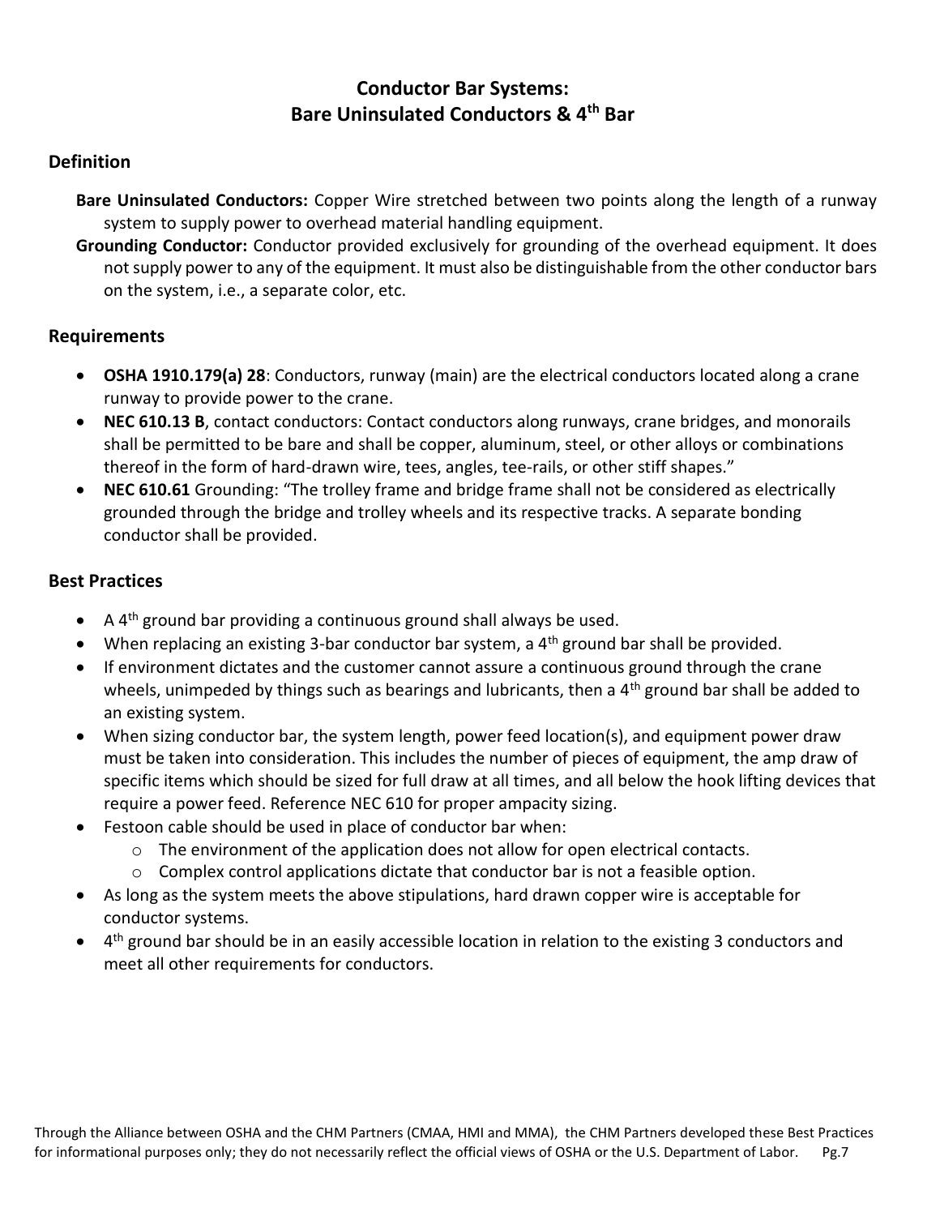# Conductor Bar Systems: Bare Uninsulated Conductors & 4th Bar

## Definition

**Bare Uninsulated Conductors:** Copper Wire stretched between two points along the length of a runway system to supply power to overhead material handling equipment.

**Grounding Conductor:** Conductor provided exclusively for grounding of the overhead equipment. It does not supply power to any of the equipment. It must also be distinguishable from the other conductor bars on the system, i.e., a separate color, etc.

## Requirements

- **OSHA 1910.179(a) 28**: Conductors, runway (main) are the electrical conductors located along a crane runway to provide power to the crane.
- **NEC 610.13 B**, contact conductors: Contact conductors along runways, crane bridges, and monorails shall be permitted to be bare and shall be copper, aluminum, steel, or other alloys or combinations thereof in the form of hard-drawn wire, tees, angles, tee-rails, or other stiff shapes."
- **NEC 610.61** Grounding: "The trolley frame and bridge frame shall not be considered as electrically grounded through the bridge and trolley wheels and its respective tracks. A separate bonding conductor shall be provided.

## Best Practices

- A 4th ground bar providing a continuous ground shall always be used.
- When replacing an existing 3-bar conductor bar system, a 4th ground bar shall be provided.
- If environment dictates and the customer cannot assure a continuous ground through the crane wheels, unimpeded by things such as bearings and lubricants, then a 4th ground bar shall be added to an existing system.
- When sizing conductor bar, the system length, power feed location(s), and equipment power draw must be taken into consideration. This includes the number of pieces of equipment, the amp draw of specific items which should be sized for full draw at all times, and all below the hook lifting devices that require a power feed. Reference NEC 610 for proper ampacity sizing.
- Festoon cable should be used in place of conductor bar when:
  - The environment of the application does not allow for open electrical contacts.
  - Complex control applications dictate that conductor bar is not a feasible option.
- As long as the system meets the above stipulations, hard drawn copper wire is acceptable for conductor systems.
- 4th ground bar should be in an easily accessible location in relation to the existing 3 conductors and meet all other requirements for conductors.

Through the Alliance between OSHA and the CHM Partners (CMAA, HMI and MMA), the CHM Partners developed these Best Practices for informational purposes only; they do not necessarily reflect the official views of OSHA or the U.S. Department of Labor.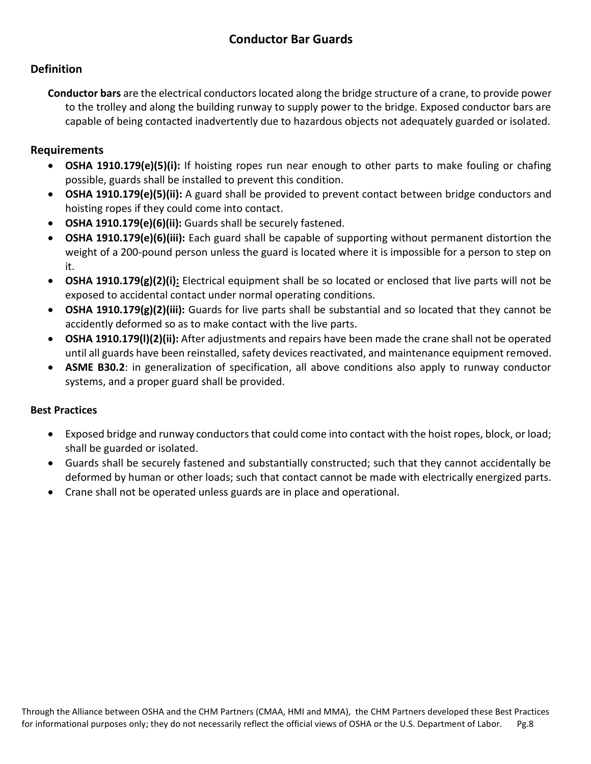## Conductor Bar Guards

### Definition

**Conductor bars** are the electrical conductors located along the bridge structure of a crane, to provide power to the trolley and along the building runway to supply power to the bridge. Exposed conductor bars are capable of being contacted inadvertently due to hazardous objects not adequately guarded or isolated.

### Requirements

- **OSHA 1910.179(e)(5)(i):** If hoisting ropes run near enough to other parts to make fouling or chafing possible, guards shall be installed to prevent this condition.
- **OSHA 1910.179(e)(5)(ii):** A guard shall be provided to prevent contact between bridge conductors and hoisting ropes if they could come into contact.
- **OSHA 1910.179(e)(6)(ii):** Guards shall be securely fastened.
- **OSHA 1910.179(e)(6)(iii):** Each guard shall be capable of supporting without permanent distortion the weight of a 200-pound person unless the guard is located where it is impossible for a person to step on it.
- **OSHA 1910.179(g)(2)(i):** Electrical equipment shall be so located or enclosed that live parts will not be exposed to accidental contact under normal operating conditions.
- **OSHA 1910.179(g)(2)(iii):** Guards for live parts shall be substantial and so located that they cannot be accidently deformed so as to make contact with the live parts.
- **OSHA 1910.179(l)(2)(ii):** After adjustments and repairs have been made the crane shall not be operated until all guards have been reinstalled, safety devices reactivated, and maintenance equipment removed.
- **ASME B30.2**: in generalization of specification, all above conditions also apply to runway conductor systems, and a proper guard shall be provided.

#### Best Practices

- Exposed bridge and runway conductors that could come into contact with the hoist ropes, block, or load; shall be guarded or isolated.
- Guards shall be securely fastened and substantially constructed; such that they cannot accidentally be deformed by human or other loads; such that contact cannot be made with electrically energized parts.
- Crane shall not be operated unless guards are in place and operational.

Through the Alliance between OSHA and the CHM Partners (CMAA, HMI and MMA), the CHM Partners developed these Best Practices for informational purposes only; they do not necessarily reflect the official views of OSHA or the U.S. Department of Labor.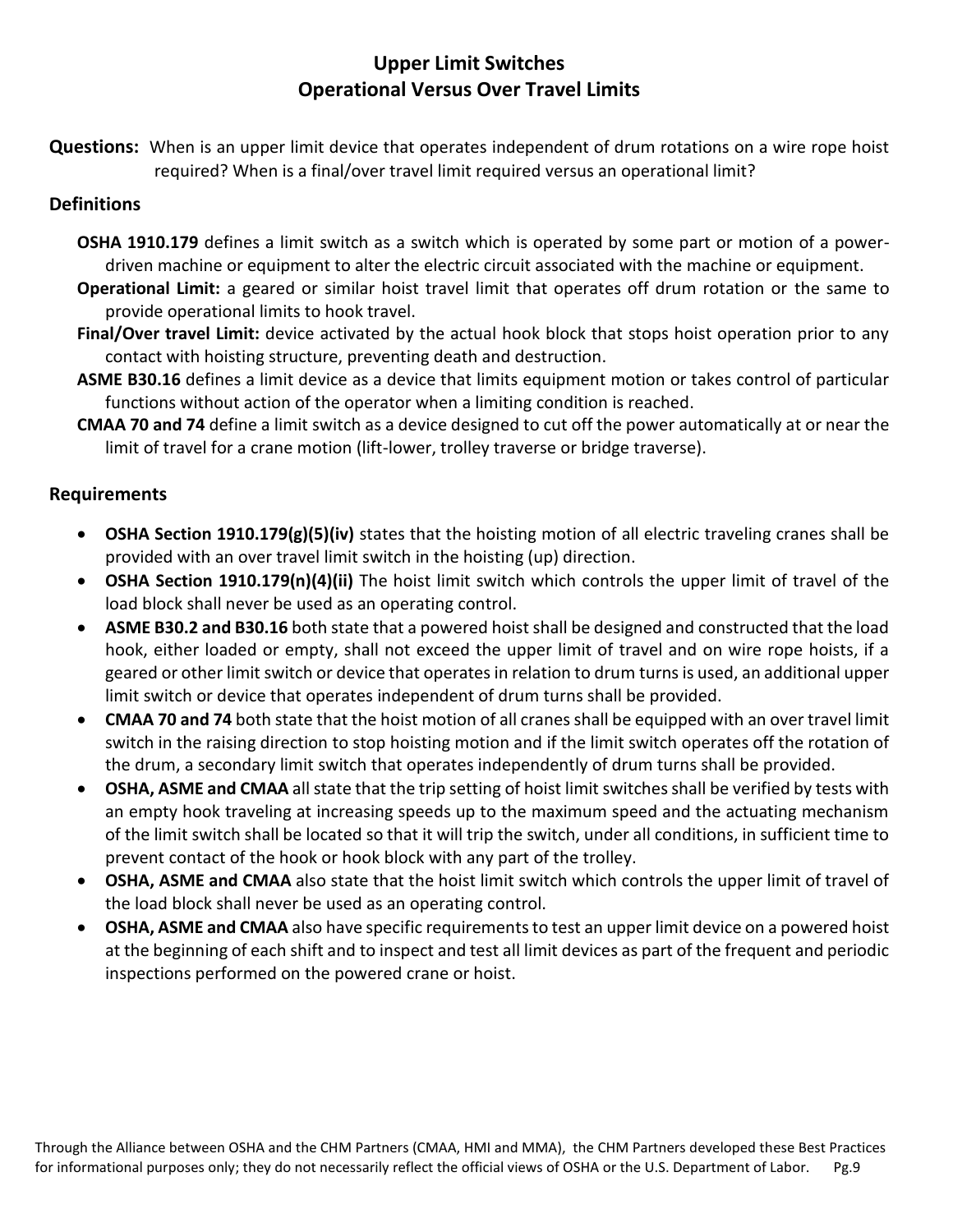# Upper Limit Switches
# Operational Versus Over Travel Limits

**Questions:** When is an upper limit device that operates independent of drum rotations on a wire rope hoist required? When is a final/over travel limit required versus an operational limit?

## Definitions

**OSHA 1910.179** defines a limit switch as a switch which is operated by some part or motion of a power-driven machine or equipment to alter the electric circuit associated with the machine or equipment.

**Operational Limit:** a geared or similar hoist travel limit that operates off drum rotation or the same to provide operational limits to hook travel.

**Final/Over travel Limit:** device activated by the actual hook block that stops hoist operation prior to any contact with hoisting structure, preventing death and destruction.

**ASME B30.16** defines a limit device as a device that limits equipment motion or takes control of particular functions without action of the operator when a limiting condition is reached.

**CMAA 70 and 74** define a limit switch as a device designed to cut off the power automatically at or near the limit of travel for a crane motion (lift-lower, trolley traverse or bridge traverse).

## Requirements

- **OSHA Section 1910.179(g)(5)(iv)** states that the hoisting motion of all electric traveling cranes shall be provided with an over travel limit switch in the hoisting (up) direction.
- **OSHA Section 1910.179(n)(4)(ii)** The hoist limit switch which controls the upper limit of travel of the load block shall never be used as an operating control.
- **ASME B30.2 and B30.16** both state that a powered hoist shall be designed and constructed that the load hook, either loaded or empty, shall not exceed the upper limit of travel and on wire rope hoists, if a geared or other limit switch or device that operates in relation to drum turns is used, an additional upper limit switch or device that operates independent of drum turns shall be provided.
- **CMAA 70 and 74** both state that the hoist motion of all cranes shall be equipped with an over travel limit switch in the raising direction to stop hoisting motion and if the limit switch operates off the rotation of the drum, a secondary limit switch that operates independently of drum turns shall be provided.
- **OSHA, ASME and CMAA** all state that the trip setting of hoist limit switches shall be verified by tests with an empty hook traveling at increasing speeds up to the maximum speed and the actuating mechanism of the limit switch shall be located so that it will trip the switch, under all conditions, in sufficient time to prevent contact of the hook or hook block with any part of the trolley.
- **OSHA, ASME and CMAA** also state that the hoist limit switch which controls the upper limit of travel of the load block shall never be used as an operating control.
- **OSHA, ASME and CMAA** also have specific requirements to test an upper limit device on a powered hoist at the beginning of each shift and to inspect and test all limit devices as part of the frequent and periodic inspections performed on the powered crane or hoist.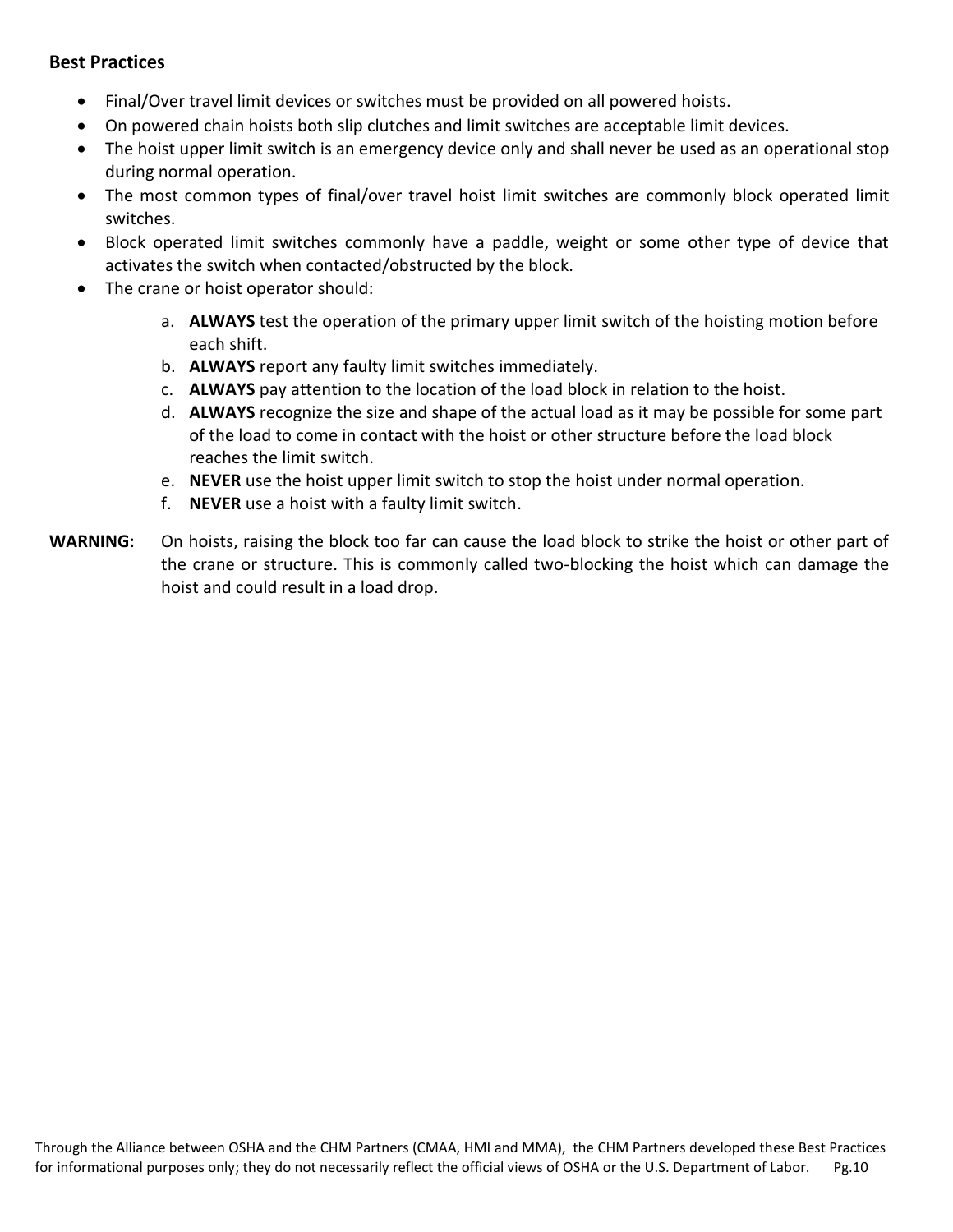**Best Practices**

- Final/Over travel limit devices or switches must be provided on all powered hoists.
- On powered chain hoists both slip clutches and limit switches are acceptable limit devices.
- The hoist upper limit switch is an emergency device only and shall never be used as an operational stop during normal operation.
- The most common types of final/over travel hoist limit switches are commonly block operated limit switches.
- Block operated limit switches commonly have a paddle, weight or some other type of device that activates the switch when contacted/obstructed by the block.
- The crane or hoist operator should:
  a. **ALWAYS** test the operation of the primary upper limit switch of the hoisting motion before each shift.
  b. **ALWAYS** report any faulty limit switches immediately.
  c. **ALWAYS** pay attention to the location of the load block in relation to the hoist.
  d. **ALWAYS** recognize the size and shape of the actual load as it may be possible for some part of the load to come in contact with the hoist or other structure before the load block reaches the limit switch.
  e. **NEVER** use the hoist upper limit switch to stop the hoist under normal operation.
  f. **NEVER** use a hoist with a faulty limit switch.

**WARNING:** On hoists, raising the block too far can cause the load block to strike the hoist or other part of the crane or structure. This is commonly called two-blocking the hoist which can damage the hoist and could result in a load drop.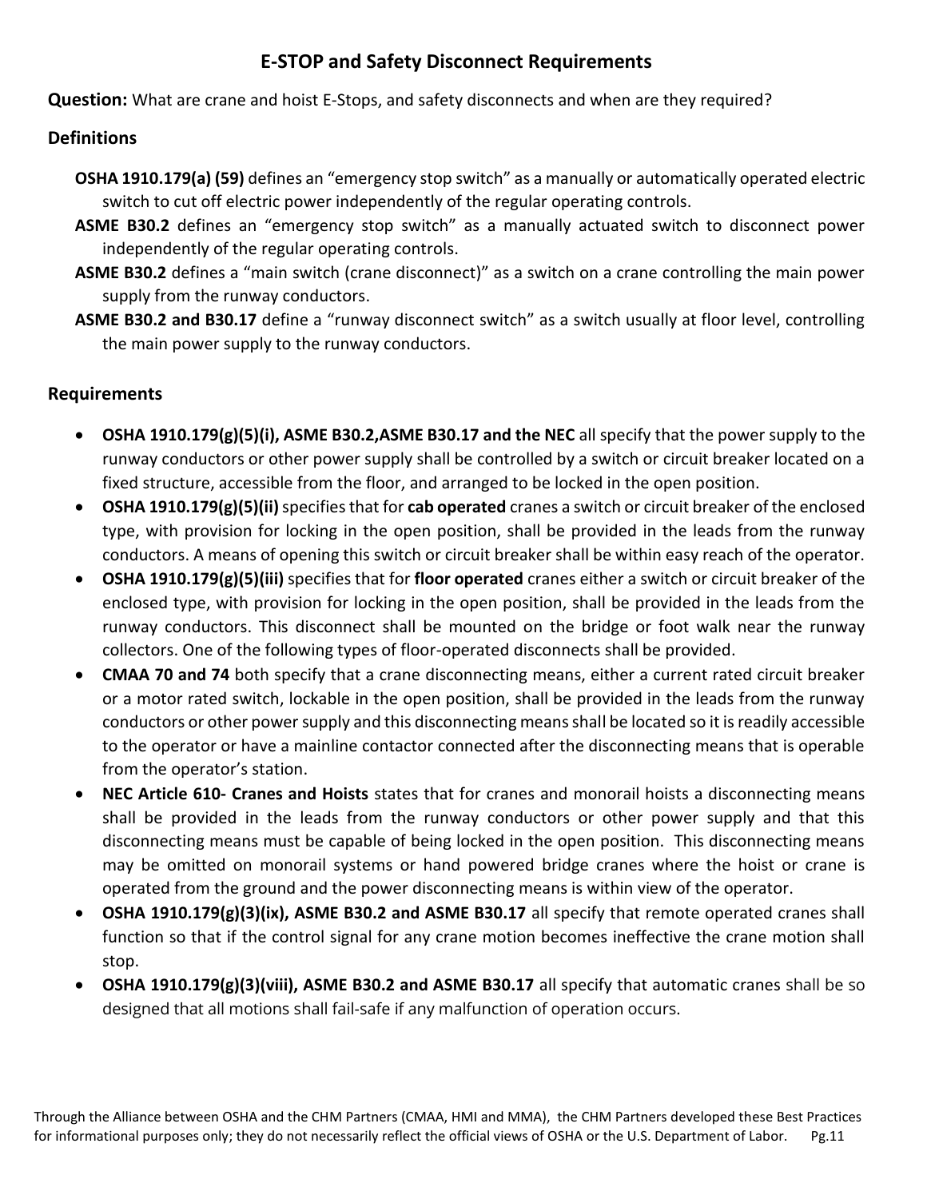# E-STOP and Safety Disconnect Requirements

**Question:** What are crane and hoist E-Stops, and safety disconnects and when are they required?

## Definitions

**OSHA 1910.179(a) (59)** defines an "emergency stop switch" as a manually or automatically operated electric switch to cut off electric power independently of the regular operating controls.

**ASME B30.2** defines an "emergency stop switch" as a manually actuated switch to disconnect power independently of the regular operating controls.

**ASME B30.2** defines a "main switch (crane disconnect)" as a switch on a crane controlling the main power supply from the runway conductors.

**ASME B30.2 and B30.17** define a "runway disconnect switch" as a switch usually at floor level, controlling the main power supply to the runway conductors.

## Requirements

- **OSHA 1910.179(g)(5)(i), ASME B30.2,ASME B30.17 and the NEC** all specify that the power supply to the runway conductors or other power supply shall be controlled by a switch or circuit breaker located on a fixed structure, accessible from the floor, and arranged to be locked in the open position.
- **OSHA 1910.179(g)(5)(ii)** specifies that for **cab operated** cranes a switch or circuit breaker of the enclosed type, with provision for locking in the open position, shall be provided in the leads from the runway conductors. A means of opening this switch or circuit breaker shall be within easy reach of the operator.
- **OSHA 1910.179(g)(5)(iii)** specifies that for **floor operated** cranes either a switch or circuit breaker of the enclosed type, with provision for locking in the open position, shall be provided in the leads from the runway conductors. This disconnect shall be mounted on the bridge or foot walk near the runway collectors. One of the following types of floor-operated disconnects shall be provided.
- **CMAA 70 and 74** both specify that a crane disconnecting means, either a current rated circuit breaker or a motor rated switch, lockable in the open position, shall be provided in the leads from the runway conductors or other power supply and this disconnecting means shall be located so it is readily accessible to the operator or have a mainline contactor connected after the disconnecting means that is operable from the operator's station.
- **NEC Article 610- Cranes and Hoists** states that for cranes and monorail hoists a disconnecting means shall be provided in the leads from the runway conductors or other power supply and that this disconnecting means must be capable of being locked in the open position. This disconnecting means may be omitted on monorail systems or hand powered bridge cranes where the hoist or crane is operated from the ground and the power disconnecting means is within view of the operator.
- **OSHA 1910.179(g)(3)(ix), ASME B30.2 and ASME B30.17** all specify that remote operated cranes shall function so that if the control signal for any crane motion becomes ineffective the crane motion shall stop.
- **OSHA 1910.179(g)(3)(viii), ASME B30.2 and ASME B30.17** all specify that automatic cranes shall be so designed that all motions shall fail-safe if any malfunction of operation occurs.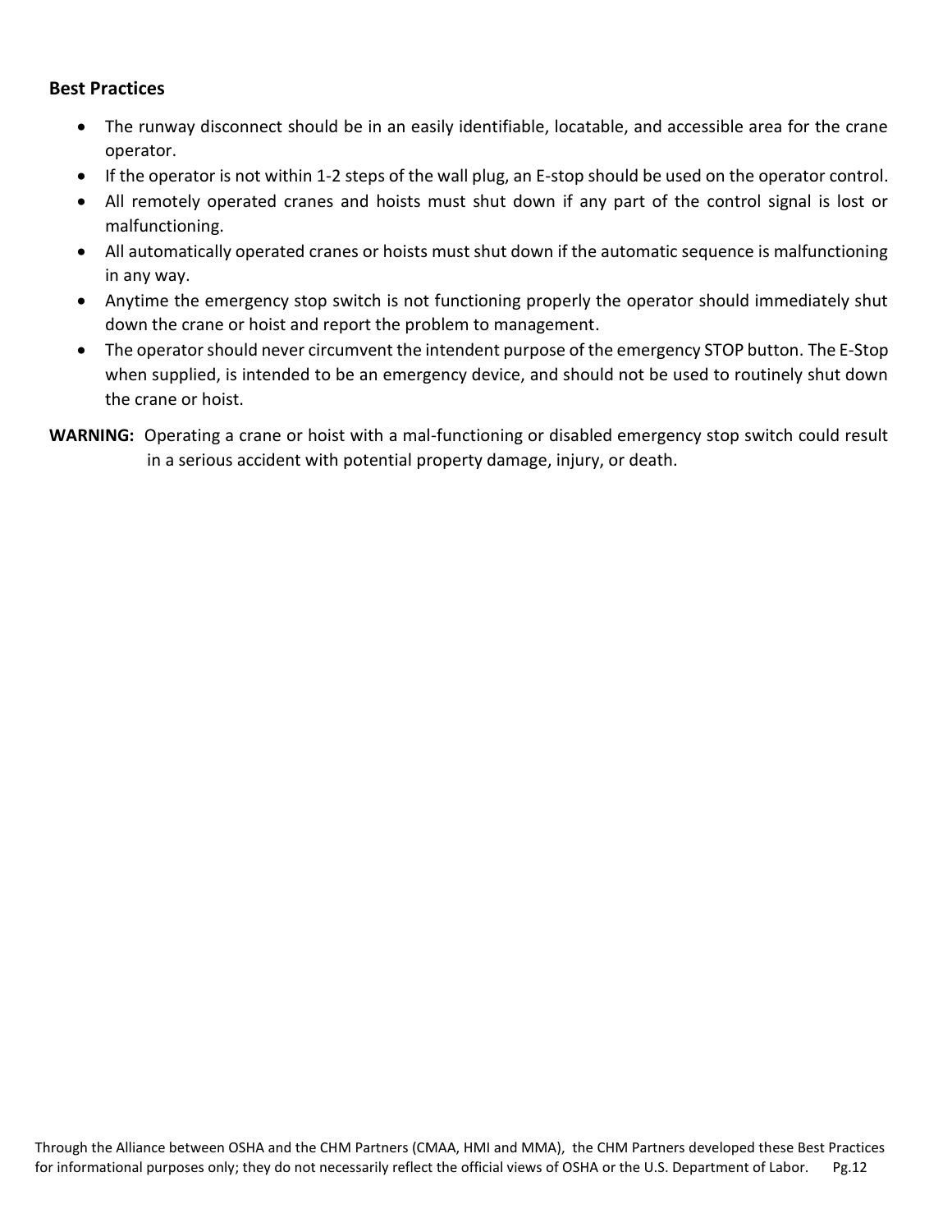**Best Practices**

- The runway disconnect should be in an easily identifiable, locatable, and accessible area for the crane operator.
- If the operator is not within 1-2 steps of the wall plug, an E-stop should be used on the operator control.
- All remotely operated cranes and hoists must shut down if any part of the control signal is lost or malfunctioning.
- All automatically operated cranes or hoists must shut down if the automatic sequence is malfunctioning in any way.
- Anytime the emergency stop switch is not functioning properly the operator should immediately shut down the crane or hoist and report the problem to management.
- The operator should never circumvent the intendent purpose of the emergency STOP button. The E-Stop when supplied, is intended to be an emergency device, and should not be used to routinely shut down the crane or hoist.

**WARNING:** Operating a crane or hoist with a mal-functioning or disabled emergency stop switch could result in a serious accident with potential property damage, injury, or death.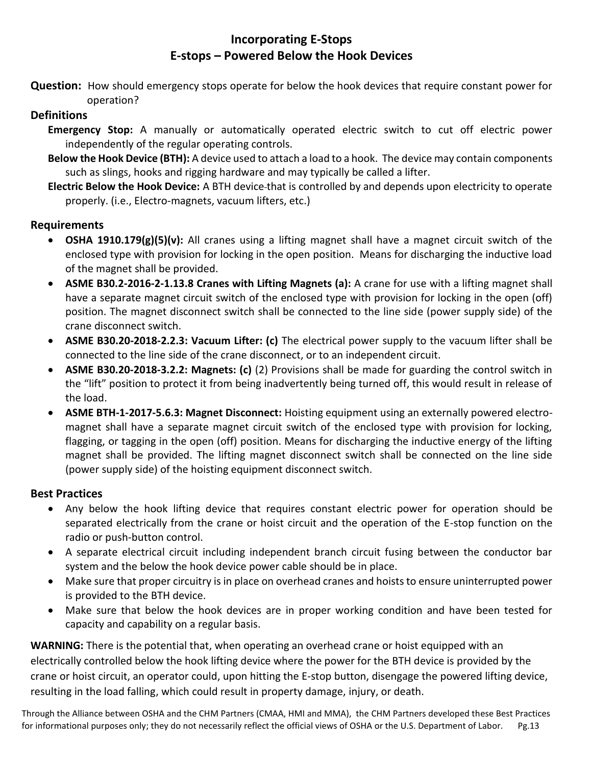## Incorporating E-Stops
## E-stops – Powered Below the Hook Devices

**Question:** How should emergency stops operate for below the hook devices that require constant power for operation?

### Definitions

**Emergency Stop:** A manually or automatically operated electric switch to cut off electric power independently of the regular operating controls.

**Below the Hook Device (BTH):** A device used to attach a load to a hook. The device may contain components such as slings, hooks and rigging hardware and may typically be called a lifter.

**Electric Below the Hook Device:** A BTH device that is controlled by and depends upon electricity to operate properly. (i.e., Electro-magnets, vacuum lifters, etc.)

### Requirements

- **OSHA 1910.179(g)(5)(v):** All cranes using a lifting magnet shall have a magnet circuit switch of the enclosed type with provision for locking in the open position. Means for discharging the inductive load of the magnet shall be provided.
- **ASME B30.2-2016-2-1.13.8 Cranes with Lifting Magnets (a):** A crane for use with a lifting magnet shall have a separate magnet circuit switch of the enclosed type with provision for locking in the open (off) position. The magnet disconnect switch shall be connected to the line side (power supply side) of the crane disconnect switch.
- **ASME B30.20-2018-2.2.3: Vacuum Lifter: (c)** The electrical power supply to the vacuum lifter shall be connected to the line side of the crane disconnect, or to an independent circuit.
- **ASME B30.20-2018-3.2.2: Magnets: (c)** (2) Provisions shall be made for guarding the control switch in the "lift" position to protect it from being inadvertently being turned off, this would result in release of the load.
- **ASME BTH-1-2017-5.6.3: Magnet Disconnect:** Hoisting equipment using an externally powered electro-magnet shall have a separate magnet circuit switch of the enclosed type with provision for locking, flagging, or tagging in the open (off) position. Means for discharging the inductive energy of the lifting magnet shall be provided. The lifting magnet disconnect switch shall be connected on the line side (power supply side) of the hoisting equipment disconnect switch.

### Best Practices

- Any below the hook lifting device that requires constant electric power for operation should be separated electrically from the crane or hoist circuit and the operation of the E-stop function on the radio or push-button control.
- A separate electrical circuit including independent branch circuit fusing between the conductor bar system and the below the hook device power cable should be in place.
- Make sure that proper circuitry is in place on overhead cranes and hoists to ensure uninterrupted power is provided to the BTH device.
- Make sure that below the hook devices are in proper working condition and have been tested for capacity and capability on a regular basis.

**WARNING:** There is the potential that, when operating an overhead crane or hoist equipped with an electrically controlled below the hook lifting device where the power for the BTH device is provided by the crane or hoist circuit, an operator could, upon hitting the E-stop button, disengage the powered lifting device, resulting in the load falling, which could result in property damage, injury, or death.

Through the Alliance between OSHA and the CHM Partners (CMAA, HMI and MMA), the CHM Partners developed these Best Practices for informational purposes only; they do not necessarily reflect the official views of OSHA or the U.S. Department of Labor.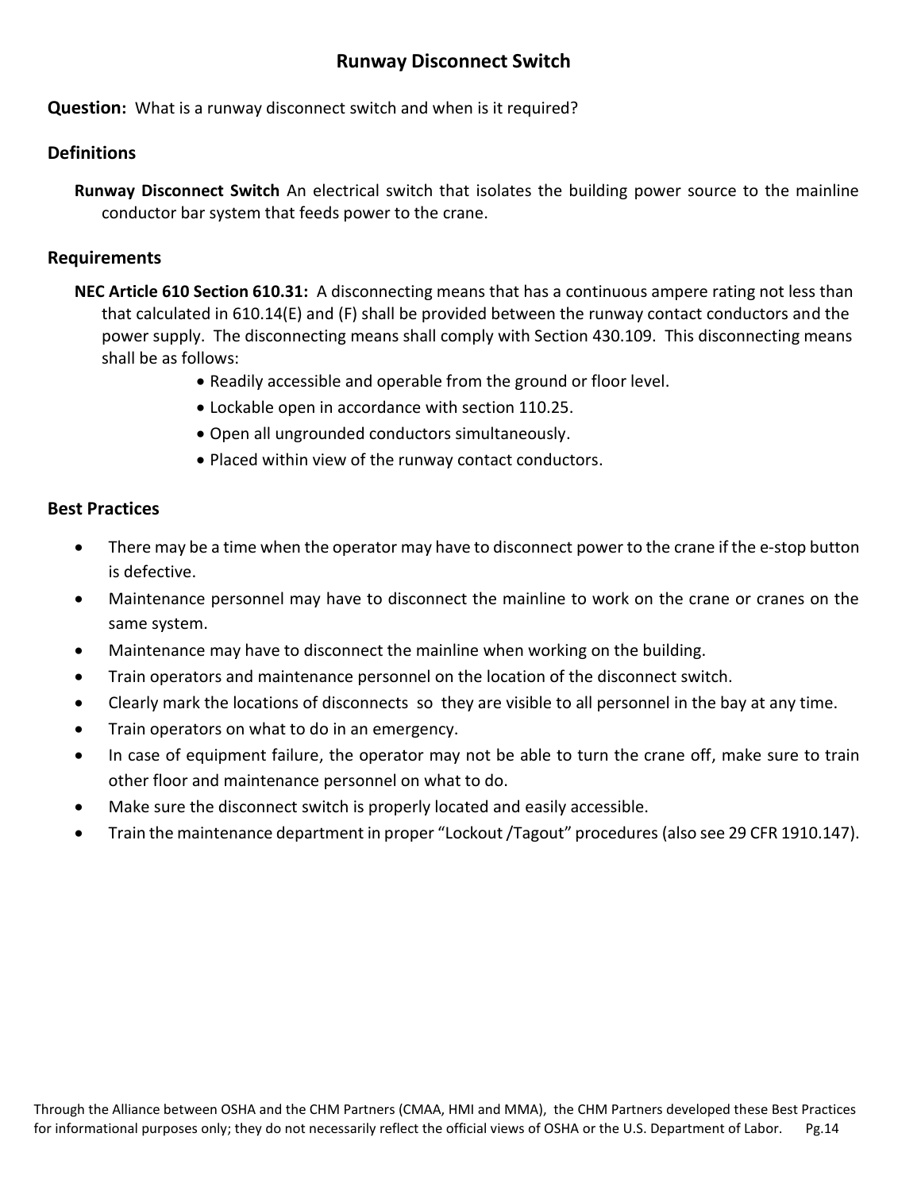# Runway Disconnect Switch

**Question:** What is a runway disconnect switch and when is it required?

## Definitions

**Runway Disconnect Switch** An electrical switch that isolates the building power source to the mainline conductor bar system that feeds power to the crane.

## Requirements

**NEC Article 610 Section 610.31:** A disconnecting means that has a continuous ampere rating not less than that calculated in 610.14(E) and (F) shall be provided between the runway contact conductors and the power supply. The disconnecting means shall comply with Section 430.109. This disconnecting means shall be as follows:

- Readily accessible and operable from the ground or floor level.
- Lockable open in accordance with section 110.25.
- Open all ungrounded conductors simultaneously.
- Placed within view of the runway contact conductors.

## Best Practices

- There may be a time when the operator may have to disconnect power to the crane if the e-stop button is defective.
- Maintenance personnel may have to disconnect the mainline to work on the crane or cranes on the same system.
- Maintenance may have to disconnect the mainline when working on the building.
- Train operators and maintenance personnel on the location of the disconnect switch.
- Clearly mark the locations of disconnects so they are visible to all personnel in the bay at any time.
- Train operators on what to do in an emergency.
- In case of equipment failure, the operator may not be able to turn the crane off, make sure to train other floor and maintenance personnel on what to do.
- Make sure the disconnect switch is properly located and easily accessible.
- Train the maintenance department in proper "Lockout /Tagout" procedures (also see 29 CFR 1910.147).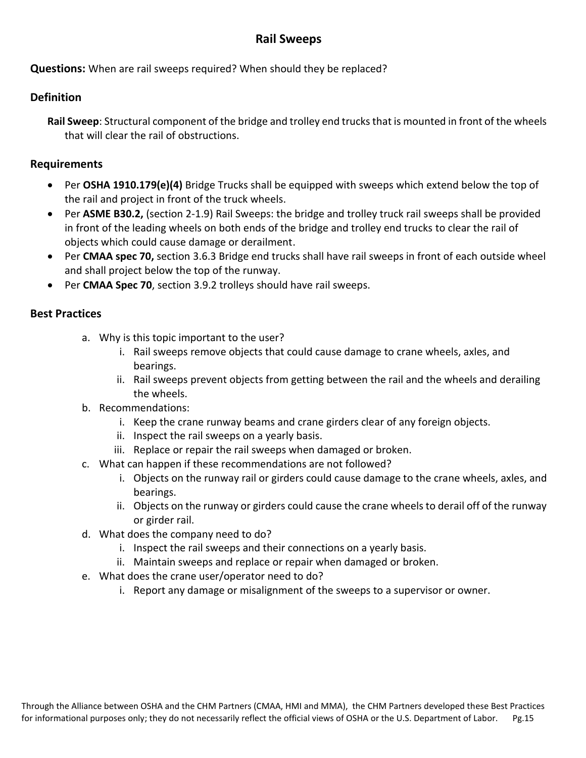# Rail Sweeps

**Questions:** When are rail sweeps required? When should they be replaced?

## Definition

**Rail Sweep**: Structural component of the bridge and trolley end trucks that is mounted in front of the wheels that will clear the rail of obstructions.

## Requirements

- Per **OSHA 1910.179(e)(4)** Bridge Trucks shall be equipped with sweeps which extend below the top of the rail and project in front of the truck wheels.
- Per **ASME B30.2,** (section 2-1.9) Rail Sweeps: the bridge and trolley truck rail sweeps shall be provided in front of the leading wheels on both ends of the bridge and trolley end trucks to clear the rail of objects which could cause damage or derailment.
- Per **CMAA spec 70,** section 3.6.3 Bridge end trucks shall have rail sweeps in front of each outside wheel and shall project below the top of the runway.
- Per **CMAA Spec 70**, section 3.9.2 trolleys should have rail sweeps.

## Best Practices

a. Why is this topic important to the user?
   i. Rail sweeps remove objects that could cause damage to crane wheels, axles, and bearings.
   ii. Rail sweeps prevent objects from getting between the rail and the wheels and derailing the wheels.
b. Recommendations:
   i. Keep the crane runway beams and crane girders clear of any foreign objects.
   ii. Inspect the rail sweeps on a yearly basis.
   iii. Replace or repair the rail sweeps when damaged or broken.
c. What can happen if these recommendations are not followed?
   i. Objects on the runway rail or girders could cause damage to the crane wheels, axles, and bearings.
   ii. Objects on the runway or girders could cause the crane wheels to derail off of the runway or girder rail.
d. What does the company need to do?
   i. Inspect the rail sweeps and their connections on a yearly basis.
   ii. Maintain sweeps and replace or repair when damaged or broken.
e. What does the crane user/operator need to do?
   i. Report any damage or misalignment of the sweeps to a supervisor or owner.

Through the Alliance between OSHA and the CHM Partners (CMAA, HMI and MMA), the CHM Partners developed these Best Practices for informational purposes only; they do not necessarily reflect the official views of OSHA or the U.S. Department of Labor.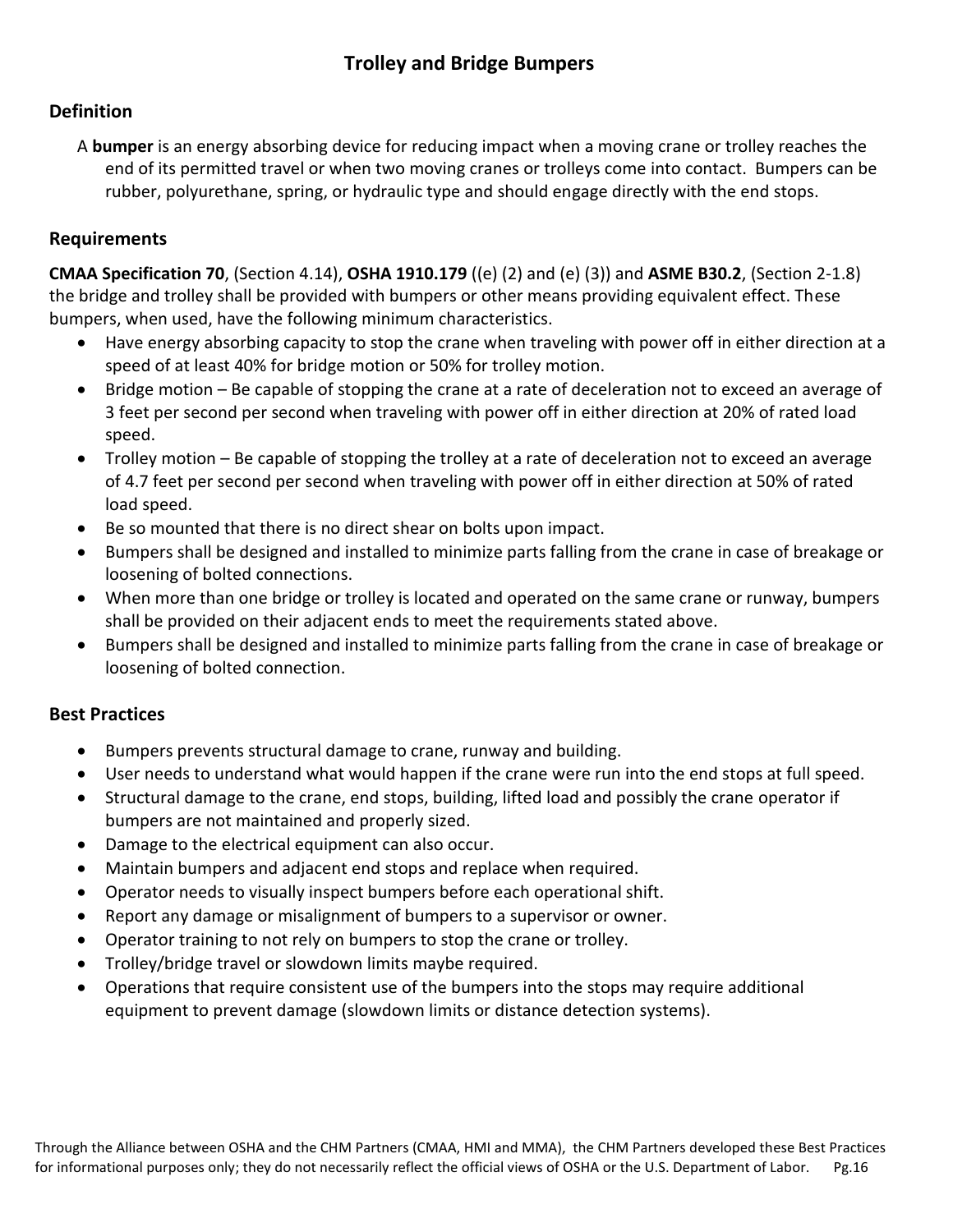# Trolley and Bridge Bumpers

## Definition

A **bumper** is an energy absorbing device for reducing impact when a moving crane or trolley reaches the end of its permitted travel or when two moving cranes or trolleys come into contact. Bumpers can be rubber, polyurethane, spring, or hydraulic type and should engage directly with the end stops.

## Requirements

**CMAA Specification 70**, (Section 4.14), **OSHA 1910.179** ((e) (2) and (e) (3)) and **ASME B30.2**, (Section 2-1.8) the bridge and trolley shall be provided with bumpers or other means providing equivalent effect. These bumpers, when used, have the following minimum characteristics.

- Have energy absorbing capacity to stop the crane when traveling with power off in either direction at a speed of at least 40% for bridge motion or 50% for trolley motion.
- Bridge motion – Be capable of stopping the crane at a rate of deceleration not to exceed an average of 3 feet per second per second when traveling with power off in either direction at 20% of rated load speed.
- Trolley motion – Be capable of stopping the trolley at a rate of deceleration not to exceed an average of 4.7 feet per second per second when traveling with power off in either direction at 50% of rated load speed.
- Be so mounted that there is no direct shear on bolts upon impact.
- Bumpers shall be designed and installed to minimize parts falling from the crane in case of breakage or loosening of bolted connections.
- When more than one bridge or trolley is located and operated on the same crane or runway, bumpers shall be provided on their adjacent ends to meet the requirements stated above.
- Bumpers shall be designed and installed to minimize parts falling from the crane in case of breakage or loosening of bolted connection.

## Best Practices

- Bumpers prevents structural damage to crane, runway and building.
- User needs to understand what would happen if the crane were run into the end stops at full speed.
- Structural damage to the crane, end stops, building, lifted load and possibly the crane operator if bumpers are not maintained and properly sized.
- Damage to the electrical equipment can also occur.
- Maintain bumpers and adjacent end stops and replace when required.
- Operator needs to visually inspect bumpers before each operational shift.
- Report any damage or misalignment of bumpers to a supervisor or owner.
- Operator training to not rely on bumpers to stop the crane or trolley.
- Trolley/bridge travel or slowdown limits maybe required.
- Operations that require consistent use of the bumpers into the stops may require additional equipment to prevent damage (slowdown limits or distance detection systems).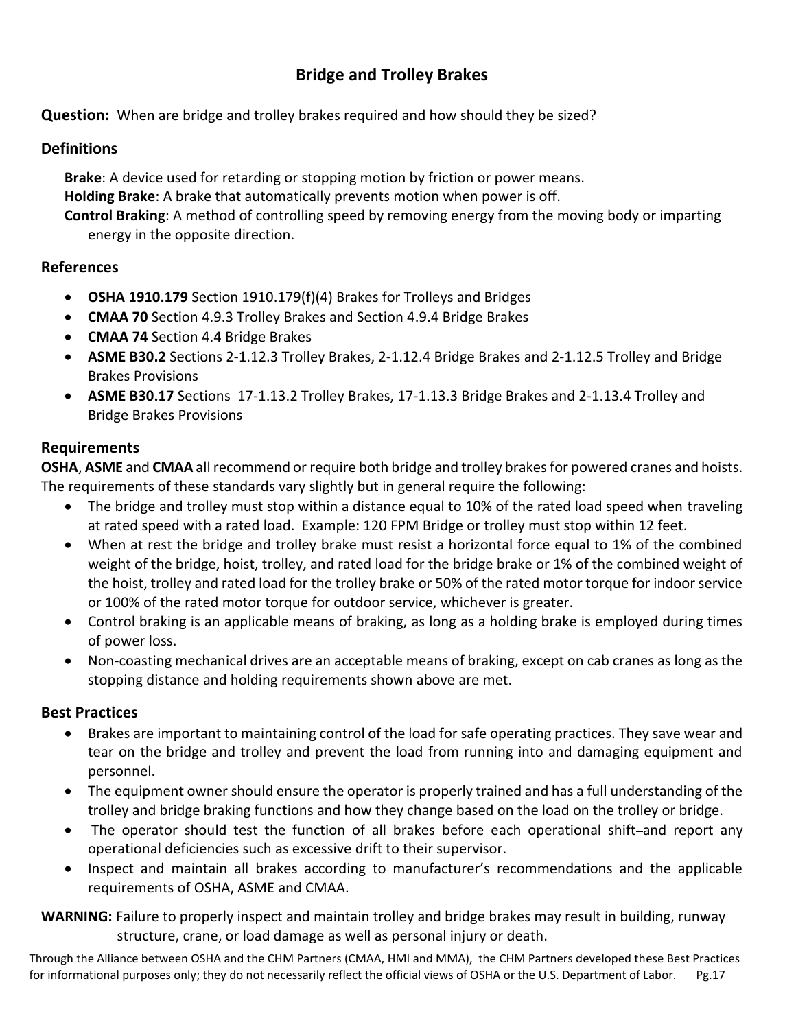## Bridge and Trolley Brakes

**Question:** When are bridge and trolley brakes required and how should they be sized?

### Definitions

**Brake**: A device used for retarding or stopping motion by friction or power means.
**Holding Brake**: A brake that automatically prevents motion when power is off.
**Control Braking**: A method of controlling speed by removing energy from the moving body or imparting energy in the opposite direction.

### References

- **OSHA 1910.179** Section 1910.179(f)(4) Brakes for Trolleys and Bridges
- **CMAA 70** Section 4.9.3 Trolley Brakes and Section 4.9.4 Bridge Brakes
- **CMAA 74** Section 4.4 Bridge Brakes
- **ASME B30.2** Sections 2-1.12.3 Trolley Brakes, 2-1.12.4 Bridge Brakes and 2-1.12.5 Trolley and Bridge Brakes Provisions
- **ASME B30.17** Sections 17-1.13.2 Trolley Brakes, 17-1.13.3 Bridge Brakes and 2-1.13.4 Trolley and Bridge Brakes Provisions

### Requirements

**OSHA**, **ASME** and **CMAA** all recommend or require both bridge and trolley brakes for powered cranes and hoists. The requirements of these standards vary slightly but in general require the following:

- The bridge and trolley must stop within a distance equal to 10% of the rated load speed when traveling at rated speed with a rated load. Example: 120 FPM Bridge or trolley must stop within 12 feet.
- When at rest the bridge and trolley brake must resist a horizontal force equal to 1% of the combined weight of the bridge, hoist, trolley, and rated load for the bridge brake or 1% of the combined weight of the hoist, trolley and rated load for the trolley brake or 50% of the rated motor torque for indoor service or 100% of the rated motor torque for outdoor service, whichever is greater.
- Control braking is an applicable means of braking, as long as a holding brake is employed during times of power loss.
- Non-coasting mechanical drives are an acceptable means of braking, except on cab cranes as long as the stopping distance and holding requirements shown above are met.

### Best Practices

- Brakes are important to maintaining control of the load for safe operating practices. They save wear and tear on the bridge and trolley and prevent the load from running into and damaging equipment and personnel.
- The equipment owner should ensure the operator is properly trained and has a full understanding of the trolley and bridge braking functions and how they change based on the load on the trolley or bridge.
- The operator should test the function of all brakes before each operational shift–and report any operational deficiencies such as excessive drift to their supervisor.
- Inspect and maintain all brakes according to manufacturer's recommendations and the applicable requirements of OSHA, ASME and CMAA.

**WARNING:** Failure to properly inspect and maintain trolley and bridge brakes may result in building, runway structure, crane, or load damage as well as personal injury or death.

Through the Alliance between OSHA and the CHM Partners (CMAA, HMI and MMA), the CHM Partners developed these Best Practices for informational purposes only; they do not necessarily reflect the official views of OSHA or the U.S. Department of Labor.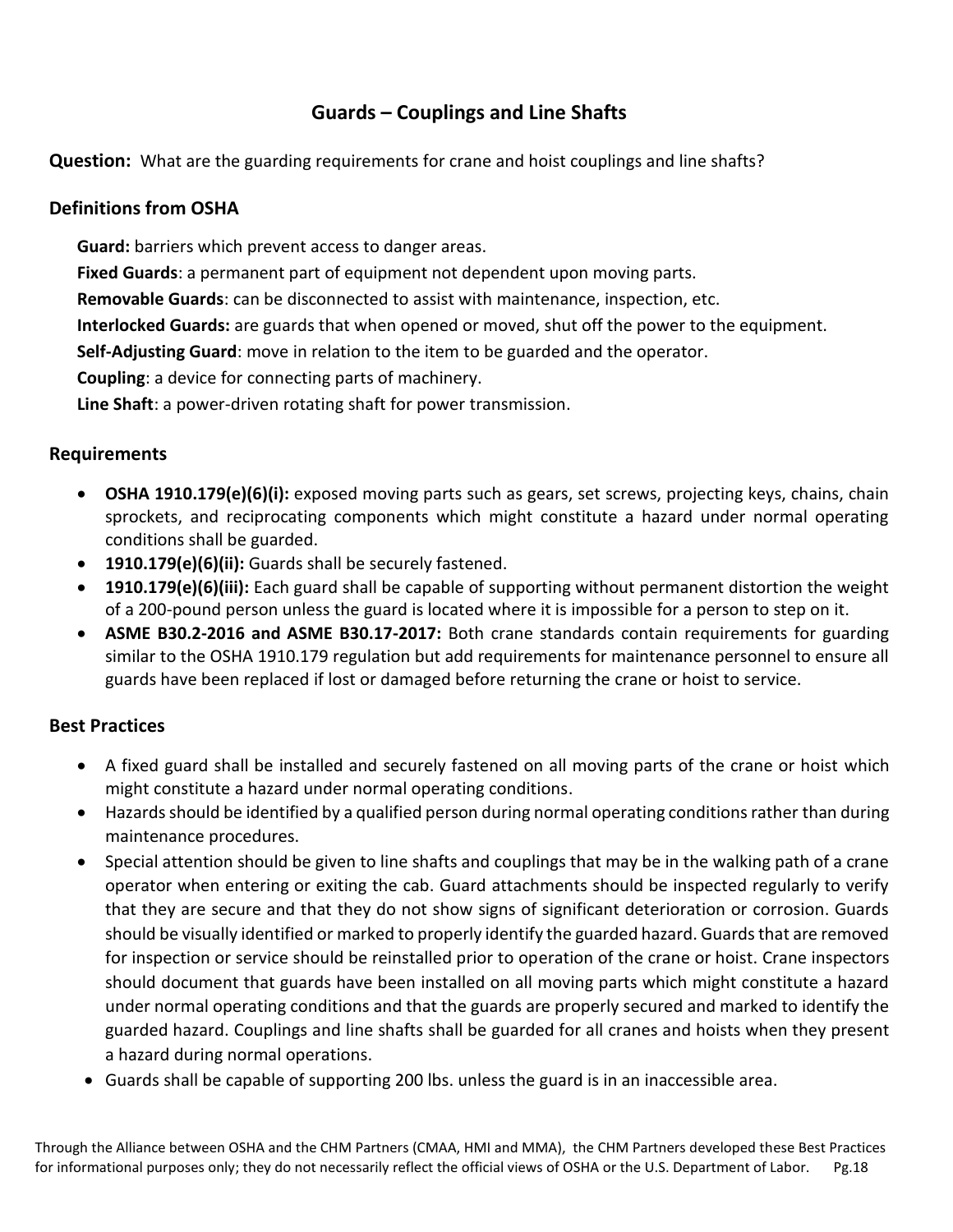## Guards – Couplings and Line Shafts

**Question:** What are the guarding requirements for crane and hoist couplings and line shafts?

### Definitions from OSHA

**Guard:** barriers which prevent access to danger areas.

**Fixed Guards**: a permanent part of equipment not dependent upon moving parts.

**Removable Guards**: can be disconnected to assist with maintenance, inspection, etc.

**Interlocked Guards:** are guards that when opened or moved, shut off the power to the equipment.

**Self-Adjusting Guard**: move in relation to the item to be guarded and the operator.

**Coupling**: a device for connecting parts of machinery.

**Line Shaft**: a power-driven rotating shaft for power transmission.

### Requirements

- **OSHA 1910.179(e)(6)(i):** exposed moving parts such as gears, set screws, projecting keys, chains, chain sprockets, and reciprocating components which might constitute a hazard under normal operating conditions shall be guarded.
- **1910.179(e)(6)(ii):** Guards shall be securely fastened.
- **1910.179(e)(6)(iii):** Each guard shall be capable of supporting without permanent distortion the weight of a 200-pound person unless the guard is located where it is impossible for a person to step on it.
- **ASME B30.2-2016 and ASME B30.17-2017:** Both crane standards contain requirements for guarding similar to the OSHA 1910.179 regulation but add requirements for maintenance personnel to ensure all guards have been replaced if lost or damaged before returning the crane or hoist to service.

### Best Practices

- A fixed guard shall be installed and securely fastened on all moving parts of the crane or hoist which might constitute a hazard under normal operating conditions.
- Hazards should be identified by a qualified person during normal operating conditions rather than during maintenance procedures.
- Special attention should be given to line shafts and couplings that may be in the walking path of a crane operator when entering or exiting the cab. Guard attachments should be inspected regularly to verify that they are secure and that they do not show signs of significant deterioration or corrosion. Guards should be visually identified or marked to properly identify the guarded hazard. Guards that are removed for inspection or service should be reinstalled prior to operation of the crane or hoist. Crane inspectors should document that guards have been installed on all moving parts which might constitute a hazard under normal operating conditions and that the guards are properly secured and marked to identify the guarded hazard. Couplings and line shafts shall be guarded for all cranes and hoists when they present a hazard during normal operations.
- Guards shall be capable of supporting 200 lbs. unless the guard is in an inaccessible area.

Through the Alliance between OSHA and the CHM Partners (CMAA, HMI and MMA), the CHM Partners developed these Best Practices for informational purposes only; they do not necessarily reflect the official views of OSHA or the U.S. Department of Labor.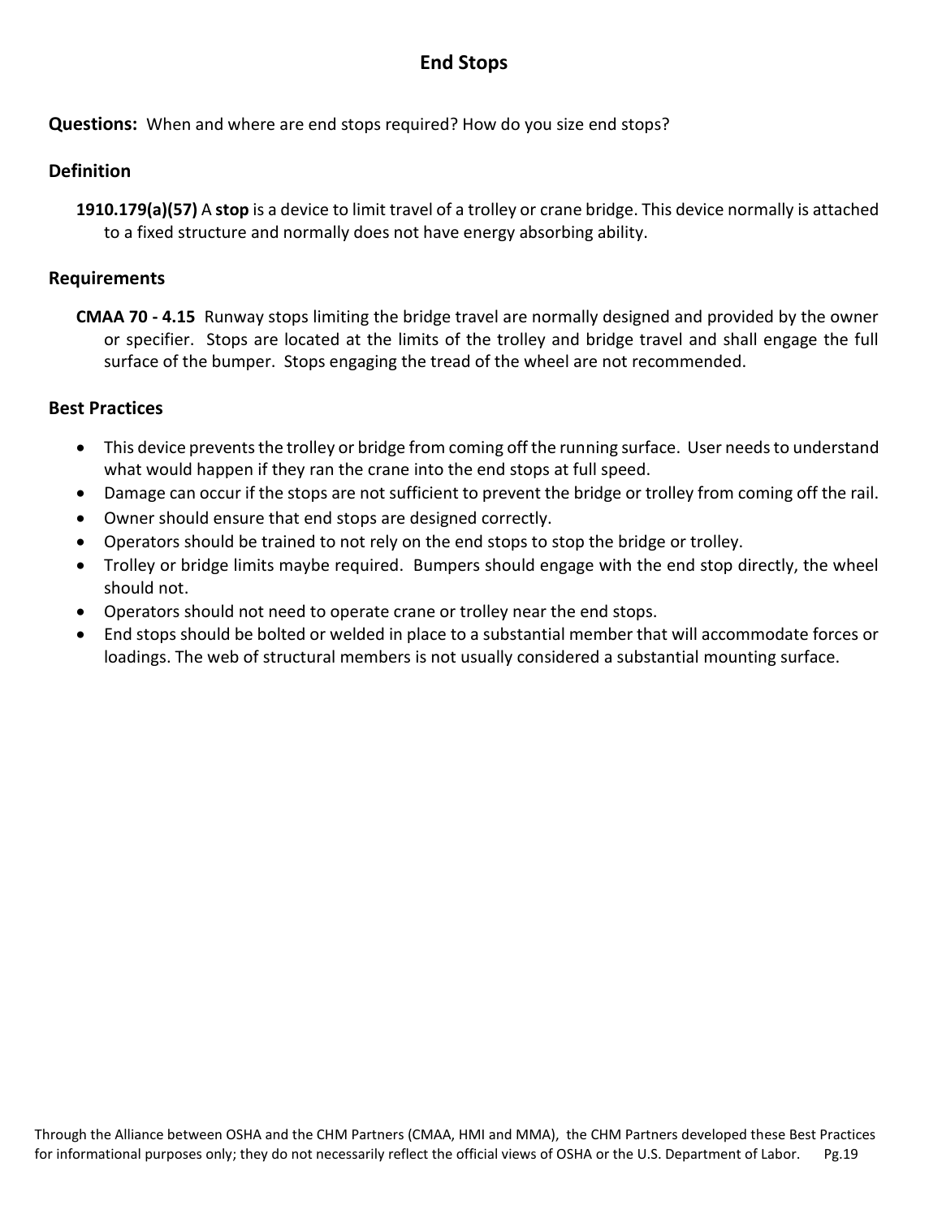# End Stops

**Questions:** When and where are end stops required? How do you size end stops?

## Definition

**1910.179(a)(57)** A **stop** is a device to limit travel of a trolley or crane bridge. This device normally is attached to a fixed structure and normally does not have energy absorbing ability.

## Requirements

**CMAA 70 - 4.15** Runway stops limiting the bridge travel are normally designed and provided by the owner or specifier. Stops are located at the limits of the trolley and bridge travel and shall engage the full surface of the bumper. Stops engaging the tread of the wheel are not recommended.

## Best Practices

- This device prevents the trolley or bridge from coming off the running surface. User needs to understand what would happen if they ran the crane into the end stops at full speed.
- Damage can occur if the stops are not sufficient to prevent the bridge or trolley from coming off the rail.
- Owner should ensure that end stops are designed correctly.
- Operators should be trained to not rely on the end stops to stop the bridge or trolley.
- Trolley or bridge limits maybe required. Bumpers should engage with the end stop directly, the wheel should not.
- Operators should not need to operate crane or trolley near the end stops.
- End stops should be bolted or welded in place to a substantial member that will accommodate forces or loadings. The web of structural members is not usually considered a substantial mounting surface.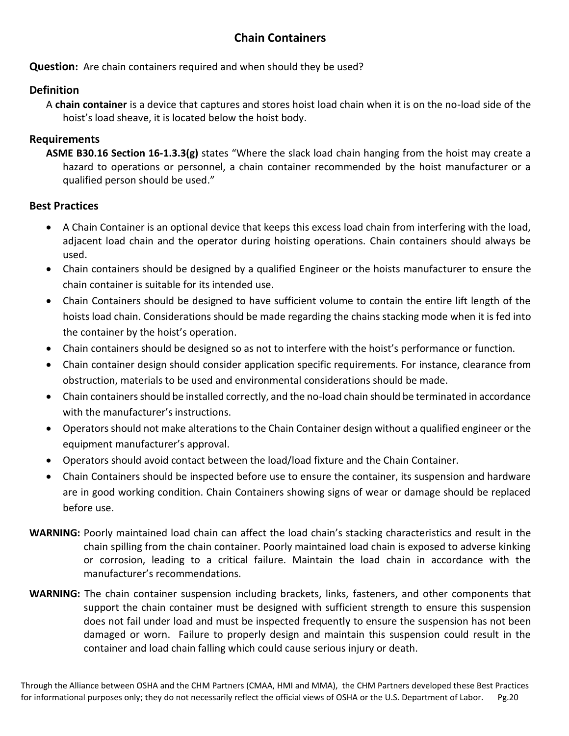# Chain Containers

**Question:** Are chain containers required and when should they be used?

## Definition

A **chain container** is a device that captures and stores hoist load chain when it is on the no-load side of the hoist's load sheave, it is located below the hoist body.

## Requirements

**ASME B30.16 Section 16-1.3.3(g)** states "Where the slack load chain hanging from the hoist may create a hazard to operations or personnel, a chain container recommended by the hoist manufacturer or a qualified person should be used."

## Best Practices

- A Chain Container is an optional device that keeps this excess load chain from interfering with the load, adjacent load chain and the operator during hoisting operations. Chain containers should always be used.
- Chain containers should be designed by a qualified Engineer or the hoists manufacturer to ensure the chain container is suitable for its intended use.
- Chain Containers should be designed to have sufficient volume to contain the entire lift length of the hoists load chain. Considerations should be made regarding the chains stacking mode when it is fed into the container by the hoist's operation.
- Chain containers should be designed so as not to interfere with the hoist's performance or function.
- Chain container design should consider application specific requirements. For instance, clearance from obstruction, materials to be used and environmental considerations should be made.
- Chain containers should be installed correctly, and the no-load chain should be terminated in accordance with the manufacturer's instructions.
- Operators should not make alterations to the Chain Container design without a qualified engineer or the equipment manufacturer's approval.
- Operators should avoid contact between the load/load fixture and the Chain Container.
- Chain Containers should be inspected before use to ensure the container, its suspension and hardware are in good working condition. Chain Containers showing signs of wear or damage should be replaced before use.

**WARNING:** Poorly maintained load chain can affect the load chain's stacking characteristics and result in the chain spilling from the chain container. Poorly maintained load chain is exposed to adverse kinking or corrosion, leading to a critical failure. Maintain the load chain in accordance with the manufacturer's recommendations.

**WARNING:** The chain container suspension including brackets, links, fasteners, and other components that support the chain container must be designed with sufficient strength to ensure this suspension does not fail under load and must be inspected frequently to ensure the suspension has not been damaged or worn. Failure to properly design and maintain this suspension could result in the container and load chain falling which could cause serious injury or death.

Through the Alliance between OSHA and the CHM Partners (CMAA, HMI and MMA), the CHM Partners developed these Best Practices for informational purposes only; they do not necessarily reflect the official views of OSHA or the U.S. Department of Labor.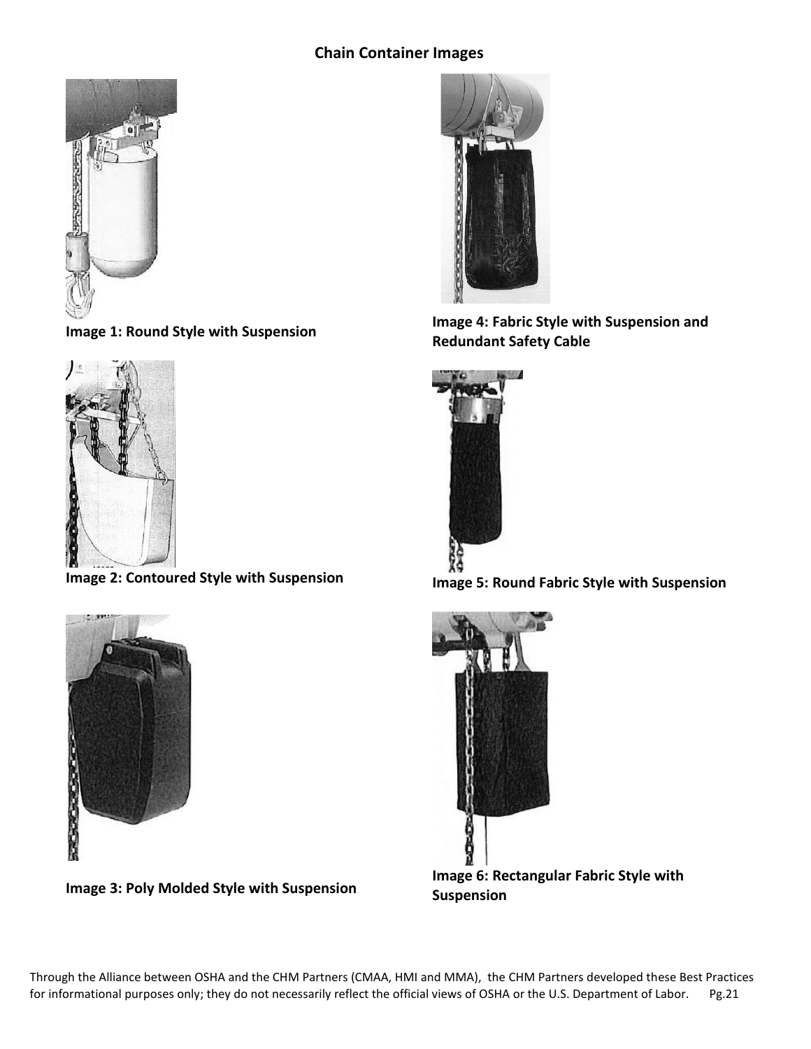## Chain Container Images

Image 1: Round Style with Suspension

Image 2: Contoured Style with Suspension

Image 3: Poly Molded Style with Suspension

Image 4: Fabric Style with Suspension and Redundant Safety Cable

Image 5: Round Fabric Style with Suspension

Image 6: Rectangular Fabric Style with Suspension

Through the Alliance between OSHA and the CHM Partners (CMAA, HMI and MMA), the CHM Partners developed these Best Practices for informational purposes only; they do not necessarily reflect the official views of OSHA or the U.S. Department of Labor.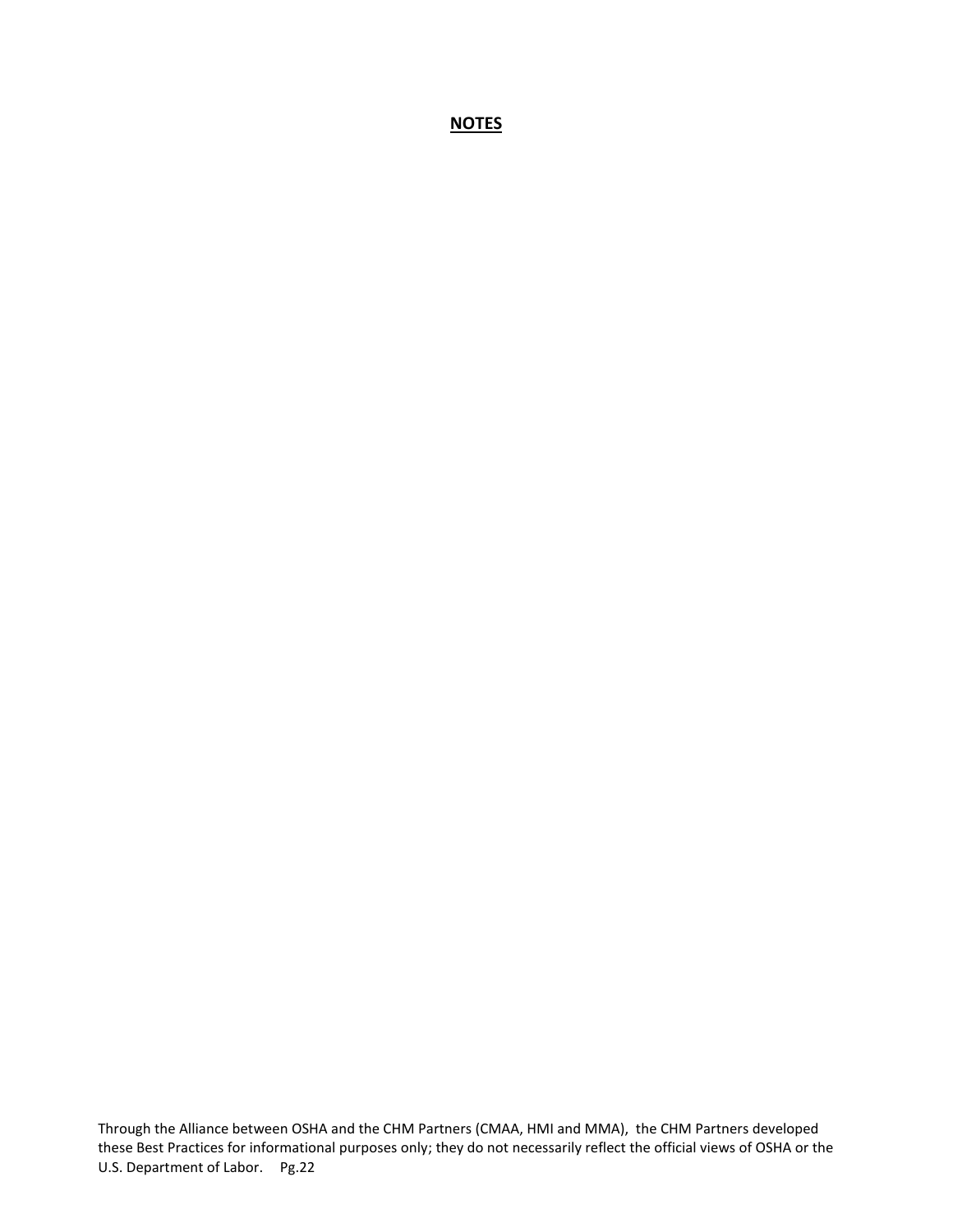**NOTES**